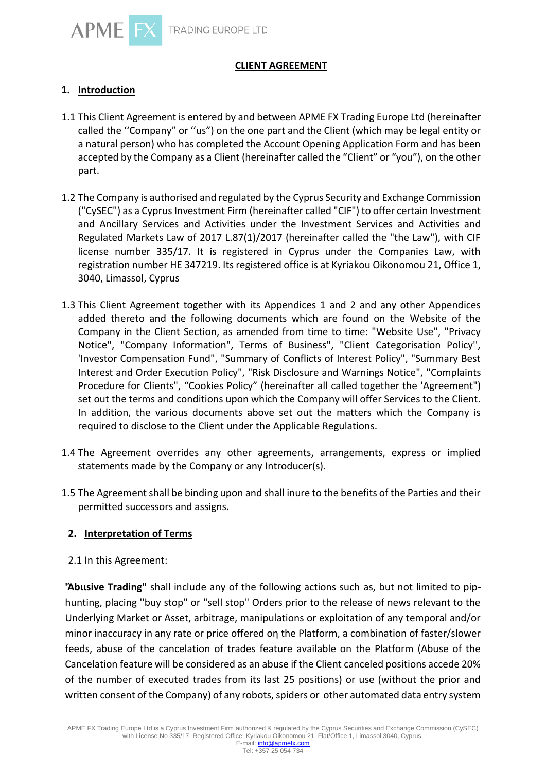# CLIENT AGREEMENT

## 1. Introduction

1.1 This Client Agreement is entered by and between APME FX Trading Europe Ltd (hereinafter called the ''Company" or ''us") on the one part and the Client (which may be legal entity or a natural person) who has completed the Account Opening Application Form and has been accepted by the Company as a Client (hereinafter called the "Client" or "you"), on the other part.

1.2 The Company is authorised and regulated by the Cyprus Security and Exchange Commission ("CySEC") as a Cyprus Investment Firm (hereinafter called "CIF") to offer certain Investment and Ancillary Services and Activities under the Investment Services and Activities and Regulated Markets Law of 2017 L.87(1)/2017 (hereinafter called the "the Law"), with CIF license number 335/17. It is registered in Cyprus under the Companies Law, with registration number HE 347219. Its registered office is at Kyriakou Oikonomou 21, Office 1, 3040, Limassol, Cyprus

1.3 This Client Agreement together with its Appendices 1 and 2 and any other Appendices added thereto and the following documents which are found on the Website of the Company in the Client Section, as amended from time to time: "Website Use", "Privacy Notice", "Company Information", Terms of Business", "Client Categorisation Policy'', 'Investor Compensation Fund", "Summary of Conflicts of Interest Policy", "Summary Best Interest and Order Execution Policy", "Risk Disclosure and Warnings Notice", "Complaints Procedure for Clients", "Cookies Policy" (hereinafter all called together the 'Agreement") set out the terms and conditions upon which the Company will offer Services to the Client. In addition, the various documents above set out the matters which the Company is required to disclose to the Client under the Applicable Regulations.

1.4 The Agreement overrides any other agreements, arrangements, express or implied statements made by the Company or any Introducer(s).

1.5 The Agreement shall be binding upon and shall inure to the benefits of the Parties and their permitted successors and assigns.

## 2. Interpretation of Terms

2.1 In this Agreement:

**"Abusive Trading"** shall include any of the following actions such as, but not limited to pip-hunting, placing ''buy stop" or "sell stop" Orders prior to the release of news relevant to the Underlying Market or Asset, arbitrage, manipulations or exploitation of any temporal and/or minor inaccuracy in any rate or price offered on the Platform, a combination of faster/slower feeds, abuse of the cancelation of trades feature available on the Platform (Abuse of the Cancelation feature will be considered as an abuse if the Client canceled positions accede 20% of the number of executed trades from its last 25 positions) or use (without the prior and written consent of the Company) of any robots, spiders or other automated data entry system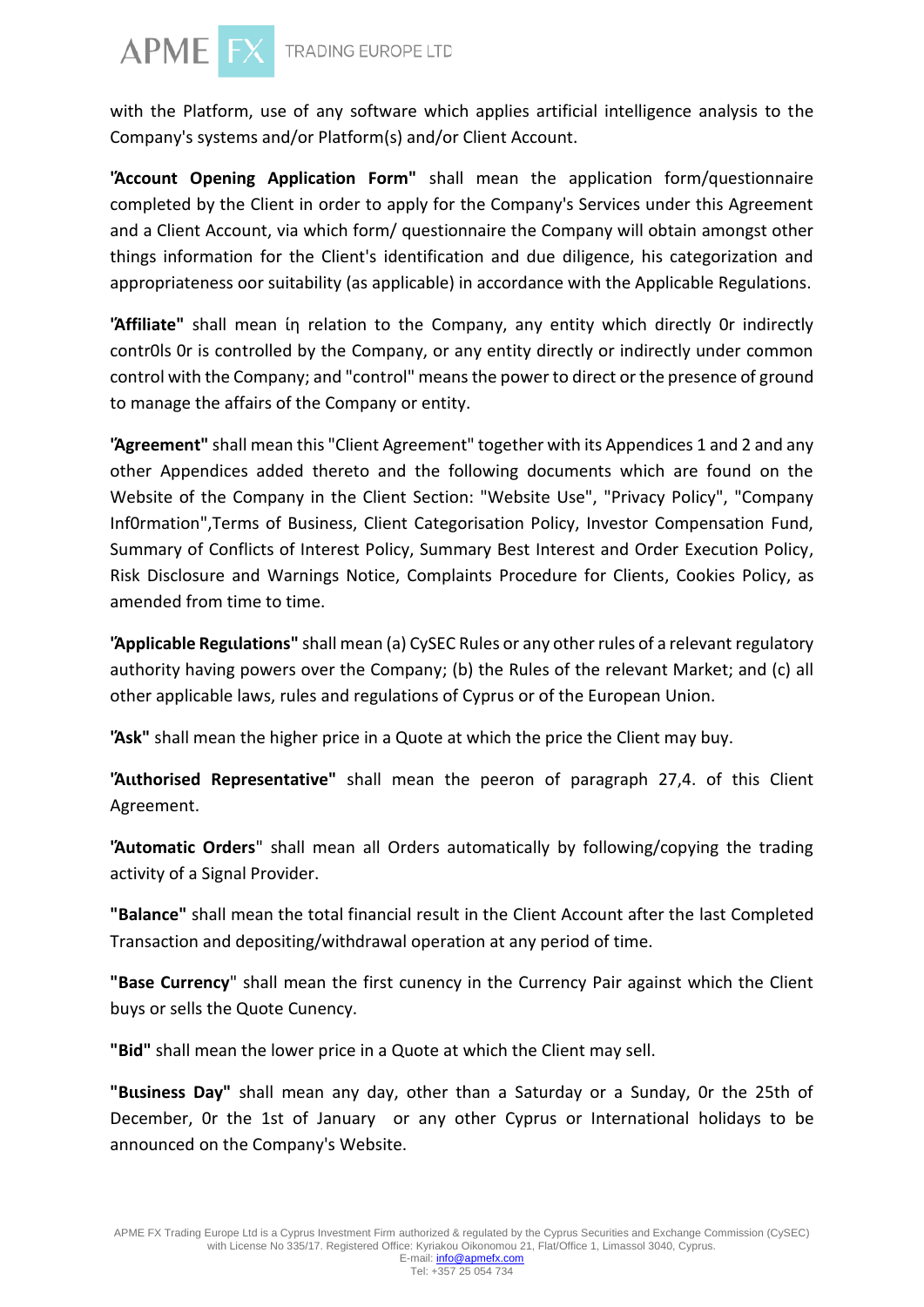with the Platform, use of any software which applies artificial intelligence analysis to the Company's systems and/or Platform(s) and/or Client Account.

**"Account Opening Application Form"** shall mean the application form/questionnaire completed by the Client in order to apply for the Company's Services under this Agreement and a Client Account, via which form/ questionnaire the Company will obtain amongst other things information for the Client's identification and due diligence, his categorization and appropriateness oor suitability (as applicable) in accordance with the Applicable Regulations.

**"Affiliate"** shall mean in relation to the Company, any entity which directly 0r indirectly contr0ls 0r is controlled by the Company, or any entity directly or indirectly under common control with the Company; and "control" means the power to direct or the presence of ground to manage the affairs of the Company or entity.

**"Agreement"** shall mean this "Client Agreement" together with its Appendices 1 and 2 and any other Appendices added thereto and the following documents which are found on the Website of the Company in the Client Section: "Website Use", "Privacy Policy", "Company Inf0rmation",Terms of Business, Client Categorisation Policy, Investor Compensation Fund, Summary of Conflicts of Interest Policy, Summary Best Interest and Order Execution Policy, Risk Disclosure and Warnings Notice, Complaints Procedure for Clients, Cookies Policy, as amended from time to time.

**"Applicable Regulations"** shall mean (a) CySEC Rules or any other rules of a relevant regulatory authority having powers over the Company; (b) the Rules of the relevant Market; and (c) all other applicable laws, rules and regulations of Cyprus or of the European Union.

**"Ask"** shall mean the higher price in a Quote at which the price the Client may buy.

**"Authorised Representative"** shall mean the peeron of paragraph 27,4. of this Client Agreement.

**"Automatic Orders"** shall mean all Orders automatically by following/copying the trading activity of a Signal Provider.

**"Balance"** shall mean the total financial result in the Client Account after the last Completed Transaction and depositing/withdrawal operation at any period of time.

**"Base Currency"** shall mean the first cunency in the Currency Pair against which the Client buys or sells the Quote Cunency.

**"Bid"** shall mean the lower price in a Quote at which the Client may sell.

**"Business Day"** shall mean any day, other than a Saturday or a Sunday, 0r the 25th of December, 0r the 1st of January or any other Cyprus or International holidays to be announced on the Company's Website.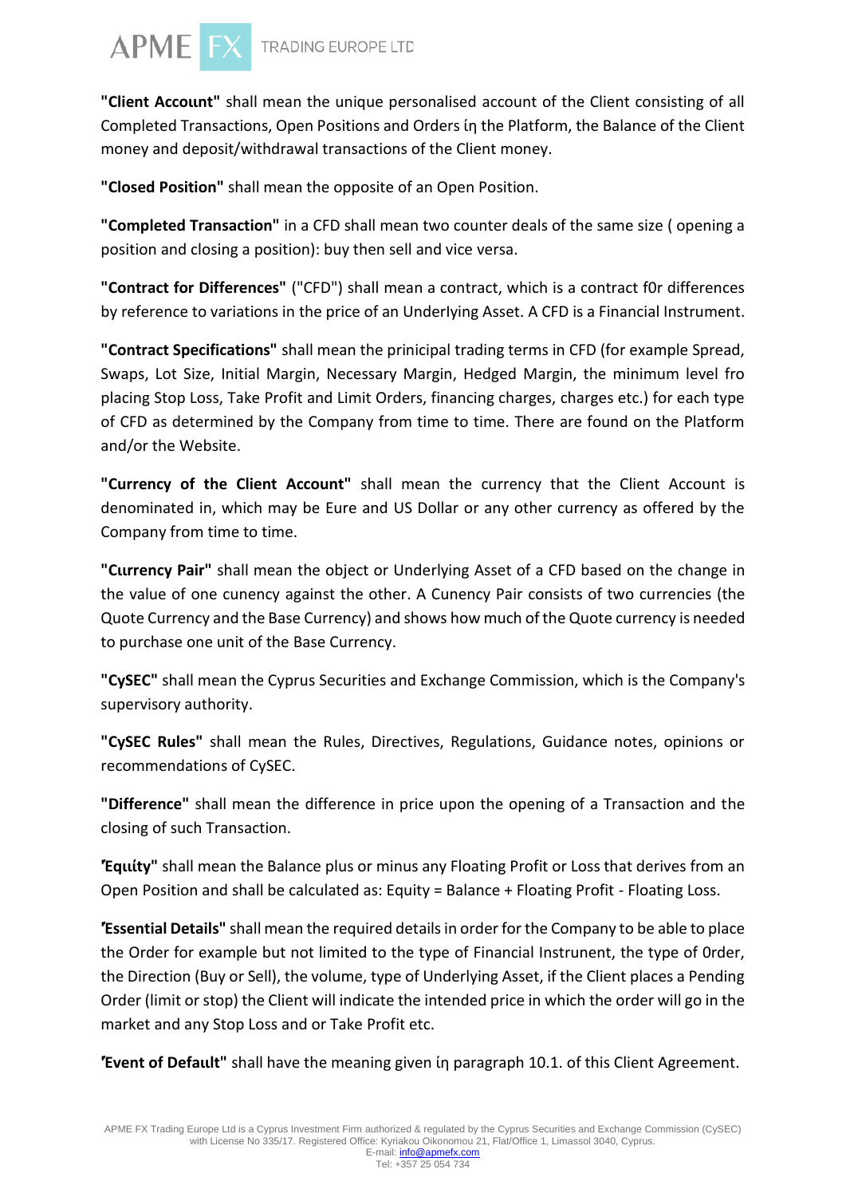**"Client Account"** shall mean the unique personalised account of the Client consisting of all Completed Transactions, Open Positions and Orders in the Platform, the Balance of the Client money and deposit/withdrawal transactions of the Client money.

**"Closed Position"** shall mean the opposite of an Open Position.

**"Completed Transaction"** in a CFD shall mean two counter deals of the same size ( opening a position and closing a position): buy then sell and vice versa.

**"Contract for Differences"** ("CFD") shall mean a contract, which is a contract f0r differences by reference to variations in the price of an Underlying Asset. A CFD is a Financial Instrument.

**"Contract Specifications"** shall mean the prinicipal trading terms in CFD (for example Spread, Swaps, Lot Size, Initial Margin, Necessary Margin, Hedged Margin, the minimum level fro placing Stop Loss, Take Profit and Limit Orders, financing charges, charges etc.) for each type of CFD as determined by the Company from time to time. There are found on the Platform and/or the Website.

**"Currency of the Client Account"** shall mean the currency that the Client Account is denominated in, which may be Eure and US Dollar or any other currency as offered by the Company from time to time.

**"Currency Pair"** shall mean the object or Underlying Asset of a CFD based on the change in the value of one cunency against the other. A Cunency Pair consists of two currencies (the Quote Currency and the Base Currency) and shows how much of the Quote currency is needed to purchase one unit of the Base Currency.

**"CySEC"** shall mean the Cyprus Securities and Exchange Commission, which is the Company's supervisory authority.

**"CySEC Rules"** shall mean the Rules, Directives, Regulations, Guidance notes, opinions or recommendations of CySEC.

**"Difference"** shall mean the difference in price upon the opening of a Transaction and the closing of such Transaction.

**"Equity"** shall mean the Balance plus or minus any Floating Profit or Loss that derives from an Open Position and shall be calculated as: Equity = Balance + Floating Profit - Floating Loss.

**"Essential Details"** shall mean the required details in order for the Company to be able to place the Order for example but not limited to the type of Financial Instrunent, the type of 0rder, the Direction (Buy or Sell), the volume, type of Underlying Asset, if the Client places a Pending Order (limit or stop) the Client will indicate the intended price in which the order will go in the market and any Stop Loss and or Take Profit etc.

**"Event of Default"** shall have the meaning given in paragraph 10.1. of this Client Agreement.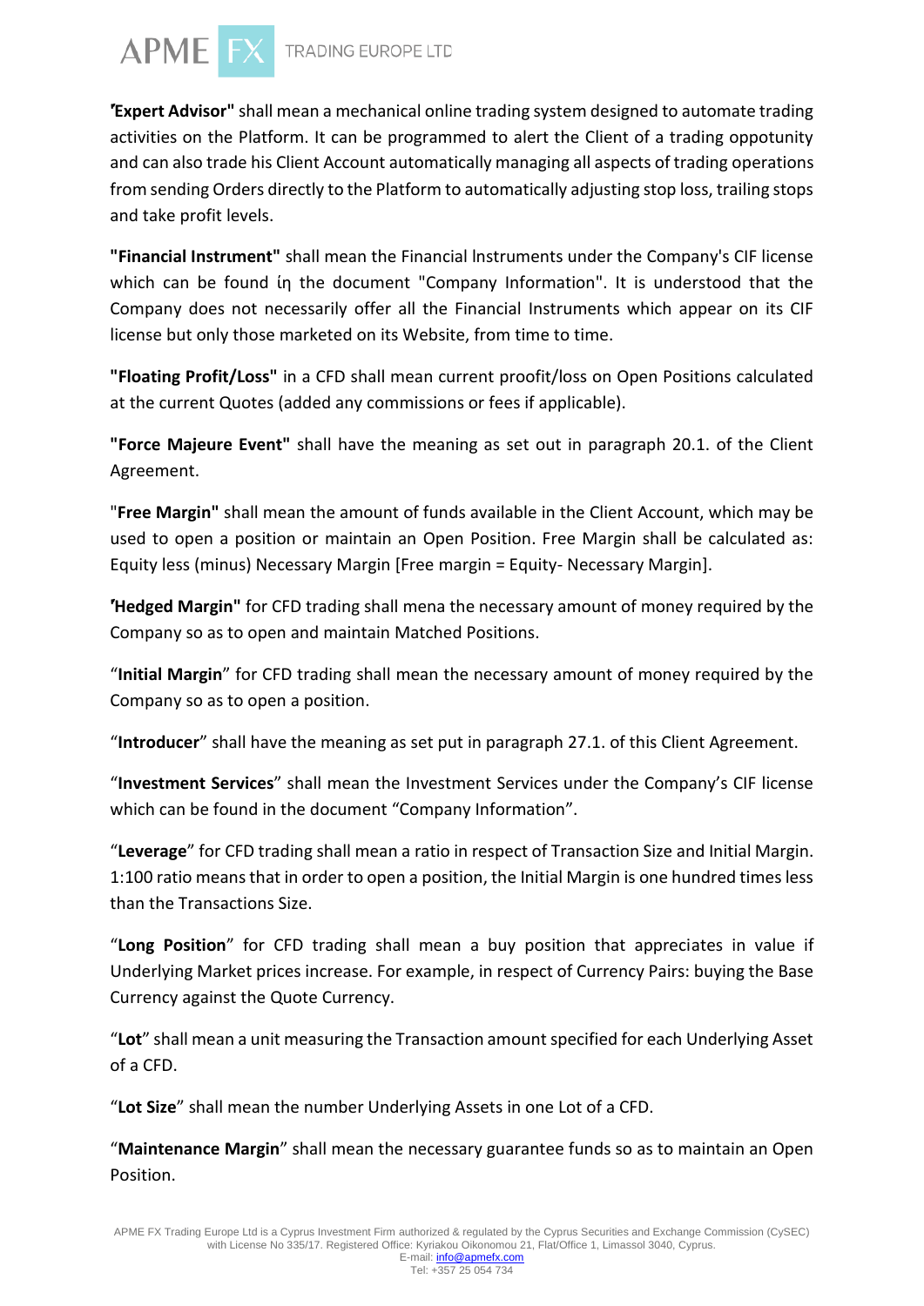**"Expert Advisor"** shall mean a mechanical online trading system designed to automate trading activities on the Platform. It can be programmed to alert the Client of a trading oppotunity and can also trade his Client Account automatically managing all aspects of trading operations from sending Orders directly to the Platform to automatically adjusting stop loss, trailing stops and take profit levels.

**"Financial Instrument"** shall mean the Financial Instruments under the Company's CIF license which can be found in the document "Company Information". It is understood that the Company does not necessarily offer all the Financial Instruments which appear on its CIF license but only those marketed on its Website, from time to time.

**"Floating Profit/Loss"** in a CFD shall mean current proofit/loss on Open Positions calculated at the current Quotes (added any commissions or fees if applicable).

**"Force Majeure Event"** shall have the meaning as set out in paragraph 20.1. of the Client Agreement.

"**Free Margin"** shall mean the amount of funds available in the Client Account, which may be used to open a position or maintain an Open Position. Free Margin shall be calculated as: Equity less (minus) Necessary Margin [Free margin = Equity- Necessary Margin].

**"Hedged Margin"** for CFD trading shall mena the necessary amount of money required by the Company so as to open and maintain Matched Positions.

"**Initial Margin**" for CFD trading shall mean the necessary amount of money required by the Company so as to open a position.

"**Introducer**" shall have the meaning as set put in paragraph 27.1. of this Client Agreement.

"**Investment Services**" shall mean the Investment Services under the Company's CIF license which can be found in the document "Company Information".

"**Leverage**" for CFD trading shall mean a ratio in respect of Transaction Size and Initial Margin. 1:100 ratio means that in order to open a position, the Initial Margin is one hundred times less than the Transactions Size.

"**Long Position**" for CFD trading shall mean a buy position that appreciates in value if Underlying Market prices increase. For example, in respect of Currency Pairs: buying the Base Currency against the Quote Currency.

"**Lot**" shall mean a unit measuring the Transaction amount specified for each Underlying Asset of a CFD.

"**Lot Size**" shall mean the number Underlying Assets in one Lot of a CFD.

"**Maintenance Margin**" shall mean the necessary guarantee funds so as to maintain an Open Position.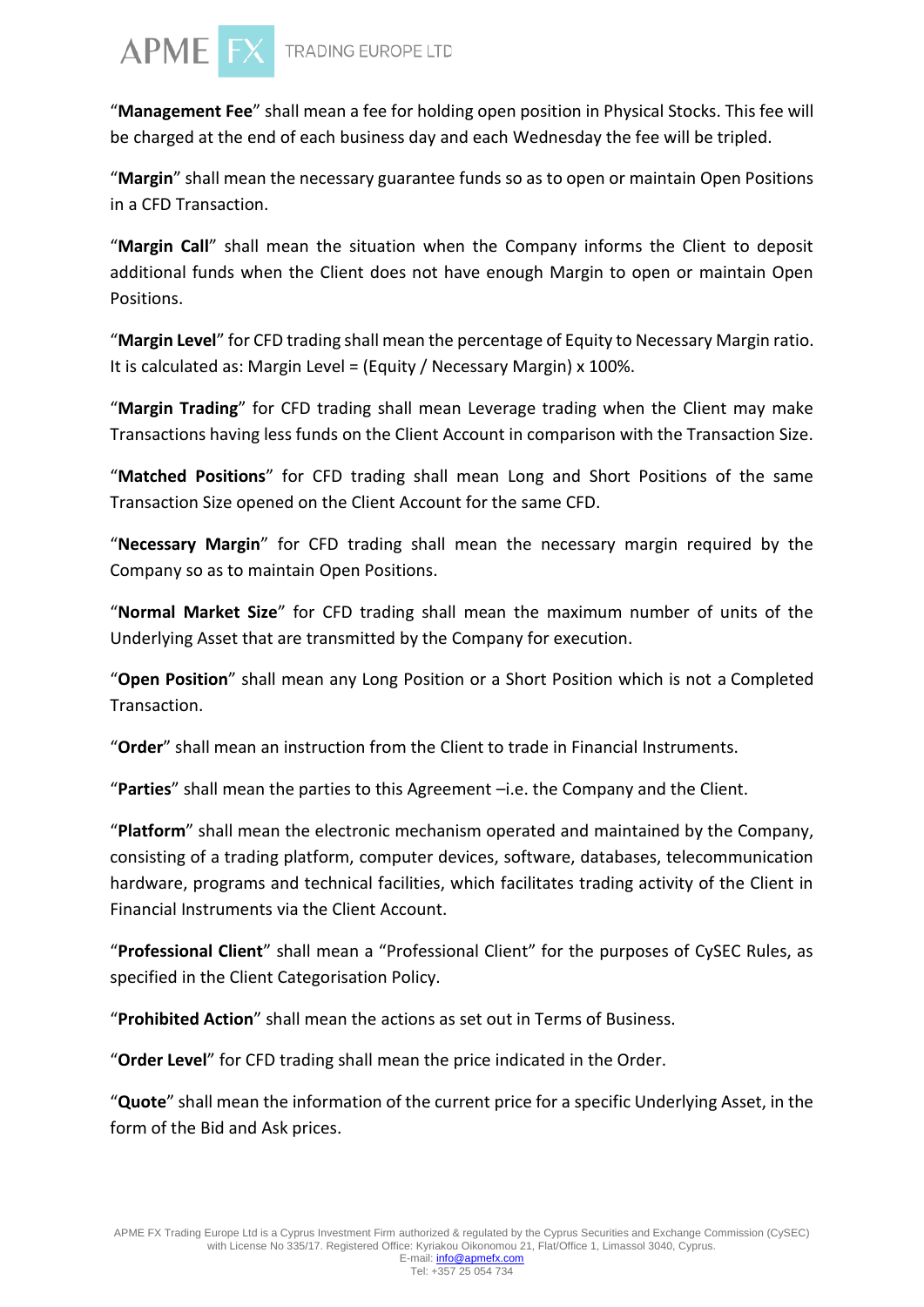"**Management Fee**" shall mean a fee for holding open position in Physical Stocks. This fee will be charged at the end of each business day and each Wednesday the fee will be tripled.

"**Margin**" shall mean the necessary guarantee funds so as to open or maintain Open Positions in a CFD Transaction.

"**Margin Call**" shall mean the situation when the Company informs the Client to deposit additional funds when the Client does not have enough Margin to open or maintain Open Positions.

"**Margin Level**" for CFD trading shall mean the percentage of Equity to Necessary Margin ratio. It is calculated as: Margin Level = (Equity / Necessary Margin) x 100%.

"**Margin Trading**" for CFD trading shall mean Leverage trading when the Client may make Transactions having less funds on the Client Account in comparison with the Transaction Size.

"**Matched Positions**" for CFD trading shall mean Long and Short Positions of the same Transaction Size opened on the Client Account for the same CFD.

"**Necessary Margin**" for CFD trading shall mean the necessary margin required by the Company so as to maintain Open Positions.

"**Normal Market Size**" for CFD trading shall mean the maximum number of units of the Underlying Asset that are transmitted by the Company for execution.

"**Open Position**" shall mean any Long Position or a Short Position which is not a Completed Transaction.

"**Order**" shall mean an instruction from the Client to trade in Financial Instruments.

"**Parties**" shall mean the parties to this Agreement –i.e. the Company and the Client.

"**Platform**" shall mean the electronic mechanism operated and maintained by the Company, consisting of a trading platform, computer devices, software, databases, telecommunication hardware, programs and technical facilities, which facilitates trading activity of the Client in Financial Instruments via the Client Account.

"**Professional Client**" shall mean a "Professional Client" for the purposes of CySEC Rules, as specified in the Client Categorisation Policy.

"**Prohibited Action**" shall mean the actions as set out in Terms of Business.

"**Order Level**" for CFD trading shall mean the price indicated in the Order.

"**Quote**" shall mean the information of the current price for a specific Underlying Asset, in the form of the Bid and Ask prices.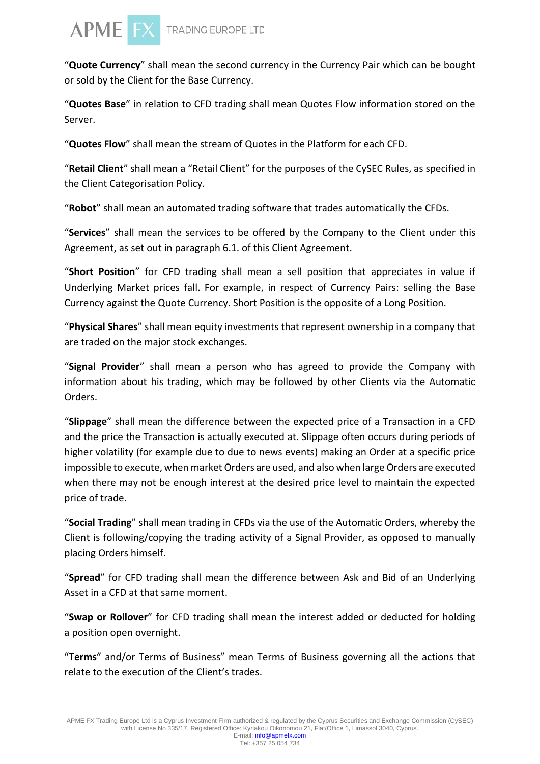"**Quote Currency**" shall mean the second currency in the Currency Pair which can be bought or sold by the Client for the Base Currency.

"**Quotes Base**" in relation to CFD trading shall mean Quotes Flow information stored on the Server.

"**Quotes Flow**" shall mean the stream of Quotes in the Platform for each CFD.

"**Retail Client**" shall mean a "Retail Client" for the purposes of the CySEC Rules, as specified in the Client Categorisation Policy.

"**Robot**" shall mean an automated trading software that trades automatically the CFDs.

"**Services**" shall mean the services to be offered by the Company to the Client under this Agreement, as set out in paragraph 6.1. of this Client Agreement.

"**Short Position**" for CFD trading shall mean a sell position that appreciates in value if Underlying Market prices fall. For example, in respect of Currency Pairs: selling the Base Currency against the Quote Currency. Short Position is the opposite of a Long Position.

"**Physical Shares**" shall mean equity investments that represent ownership in a company that are traded on the major stock exchanges.

"**Signal Provider**" shall mean a person who has agreed to provide the Company with information about his trading, which may be followed by other Clients via the Automatic Orders.

"**Slippage**" shall mean the difference between the expected price of a Transaction in a CFD and the price the Transaction is actually executed at. Slippage often occurs during periods of higher volatility (for example due to due to news events) making an Order at a specific price impossible to execute, when market Orders are used, and also when large Orders are executed when there may not be enough interest at the desired price level to maintain the expected price of trade.

"**Social Trading**" shall mean trading in CFDs via the use of the Automatic Orders, whereby the Client is following/copying the trading activity of a Signal Provider, as opposed to manually placing Orders himself.

"**Spread**" for CFD trading shall mean the difference between Ask and Bid of an Underlying Asset in a CFD at that same moment.

"**Swap or Rollover**" for CFD trading shall mean the interest added or deducted for holding a position open overnight.

"**Terms**" and/or Terms of Business" mean Terms of Business governing all the actions that relate to the execution of the Client's trades.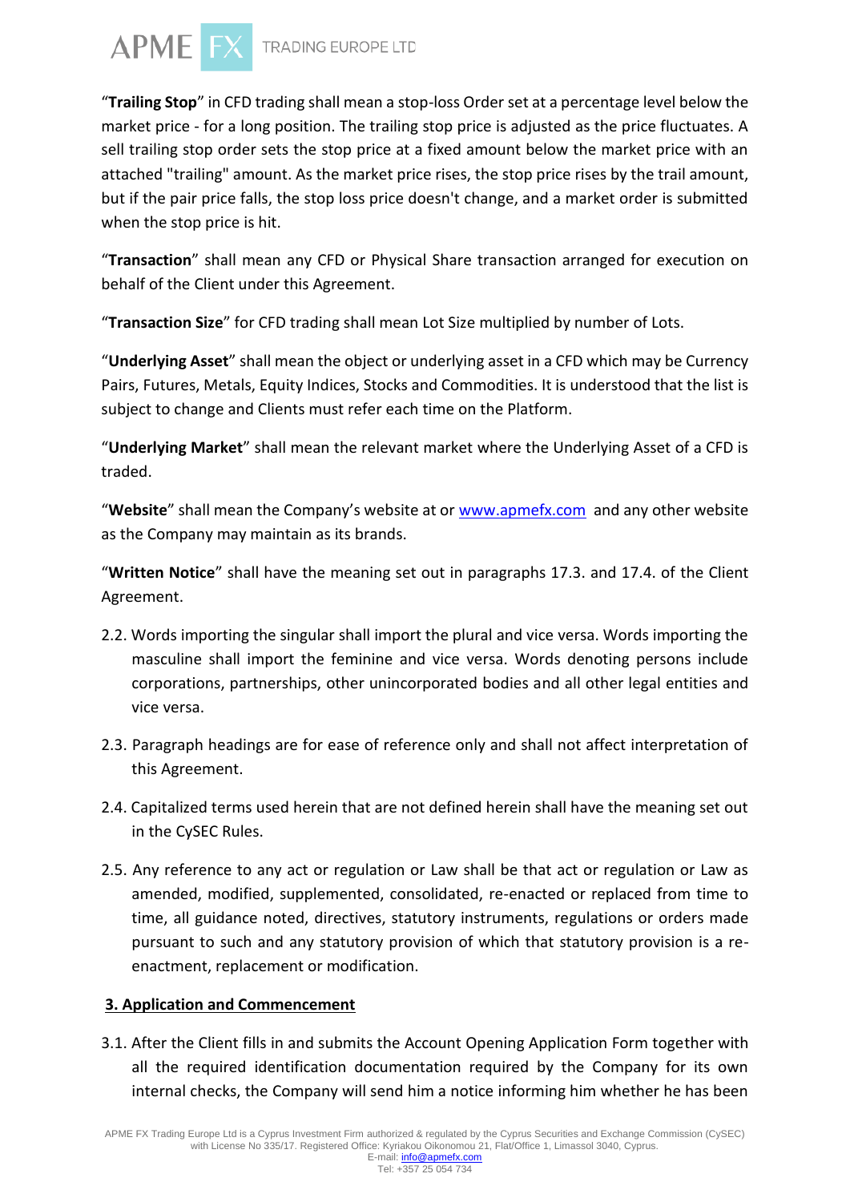"**Trailing Stop**" in CFD trading shall mean a stop-loss Order set at a percentage level below the market price - for a long position. The trailing stop price is adjusted as the price fluctuates. A sell trailing stop order sets the stop price at a fixed amount below the market price with an attached "trailing" amount. As the market price rises, the stop price rises by the trail amount, but if the pair price falls, the stop loss price doesn't change, and a market order is submitted when the stop price is hit.

"**Transaction**" shall mean any CFD or Physical Share transaction arranged for execution on behalf of the Client under this Agreement.

"**Transaction Size**" for CFD trading shall mean Lot Size multiplied by number of Lots.

"**Underlying Asset**" shall mean the object or underlying asset in a CFD which may be Currency Pairs, Futures, Metals, Equity Indices, Stocks and Commodities. It is understood that the list is subject to change and Clients must refer each time on the Platform.

"**Underlying Market**" shall mean the relevant market where the Underlying Asset of a CFD is traded.

"**Website**" shall mean the Company's website at or www.apmefx.com and any other website as the Company may maintain as its brands.

"**Written Notice**" shall have the meaning set out in paragraphs 17.3. and 17.4. of the Client Agreement.

2.2. Words importing the singular shall import the plural and vice versa. Words importing the masculine shall import the feminine and vice versa. Words denoting persons include corporations, partnerships, other unincorporated bodies and all other legal entities and vice versa.

2.3. Paragraph headings are for ease of reference only and shall not affect interpretation of this Agreement.

2.4. Capitalized terms used herein that are not defined herein shall have the meaning set out in the CySEC Rules.

2.5. Any reference to any act or regulation or Law shall be that act or regulation or Law as amended, modified, supplemented, consolidated, re-enacted or replaced from time to time, all guidance noted, directives, statutory instruments, regulations or orders made pursuant to such and any statutory provision of which that statutory provision is a re-enactment, replacement or modification.

## 3. Application and Commencement

3.1. After the Client fills in and submits the Account Opening Application Form together with all the required identification documentation required by the Company for its own internal checks, the Company will send him a notice informing him whether he has been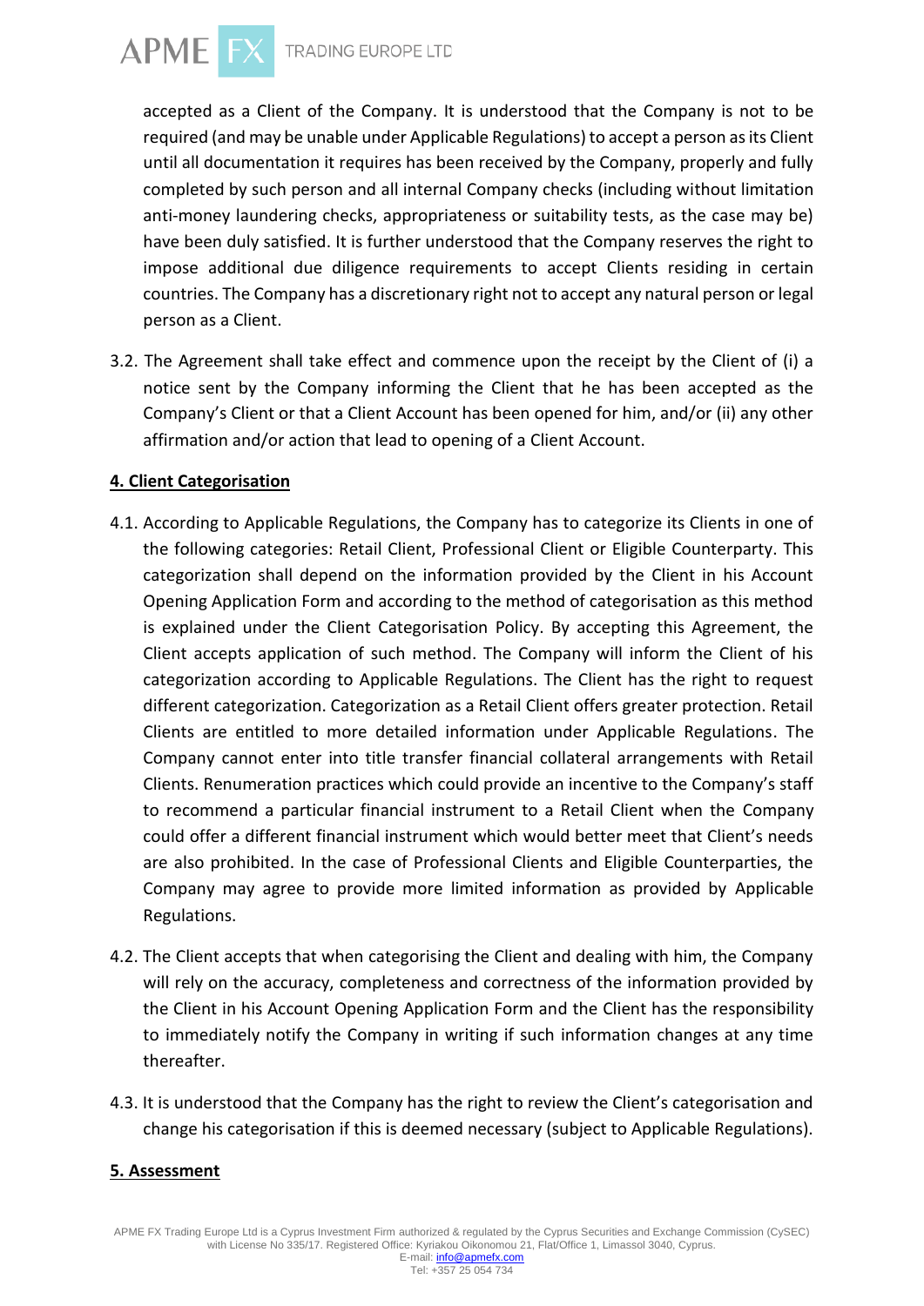accepted as a Client of the Company. It is understood that the Company is not to be required (and may be unable under Applicable Regulations) to accept a person as its Client until all documentation it requires has been received by the Company, properly and fully completed by such person and all internal Company checks (including without limitation anti-money laundering checks, appropriateness or suitability tests, as the case may be) have been duly satisfied. It is further understood that the Company reserves the right to impose additional due diligence requirements to accept Clients residing in certain countries. The Company has a discretionary right not to accept any natural person or legal person as a Client.

3.2. The Agreement shall take effect and commence upon the receipt by the Client of (i) a notice sent by the Company informing the Client that he has been accepted as the Company's Client or that a Client Account has been opened for him, and/or (ii) any other affirmation and/or action that lead to opening of a Client Account.

## 4. Client Categorisation

4.1. According to Applicable Regulations, the Company has to categorize its Clients in one of the following categories: Retail Client, Professional Client or Eligible Counterparty. This categorization shall depend on the information provided by the Client in his Account Opening Application Form and according to the method of categorisation as this method is explained under the Client Categorisation Policy. By accepting this Agreement, the Client accepts application of such method. The Company will inform the Client of his categorization according to Applicable Regulations. The Client has the right to request different categorization. Categorization as a Retail Client offers greater protection. Retail Clients are entitled to more detailed information under Applicable Regulations. The Company cannot enter into title transfer financial collateral arrangements with Retail Clients. Renumeration practices which could provide an incentive to the Company's staff to recommend a particular financial instrument to a Retail Client when the Company could offer a different financial instrument which would better meet that Client's needs are also prohibited. In the case of Professional Clients and Eligible Counterparties, the Company may agree to provide more limited information as provided by Applicable Regulations.

4.2. The Client accepts that when categorising the Client and dealing with him, the Company will rely on the accuracy, completeness and correctness of the information provided by the Client in his Account Opening Application Form and the Client has the responsibility to immediately notify the Company in writing if such information changes at any time thereafter.

4.3. It is understood that the Company has the right to review the Client's categorisation and change his categorisation if this is deemed necessary (subject to Applicable Regulations).

## 5. Assessment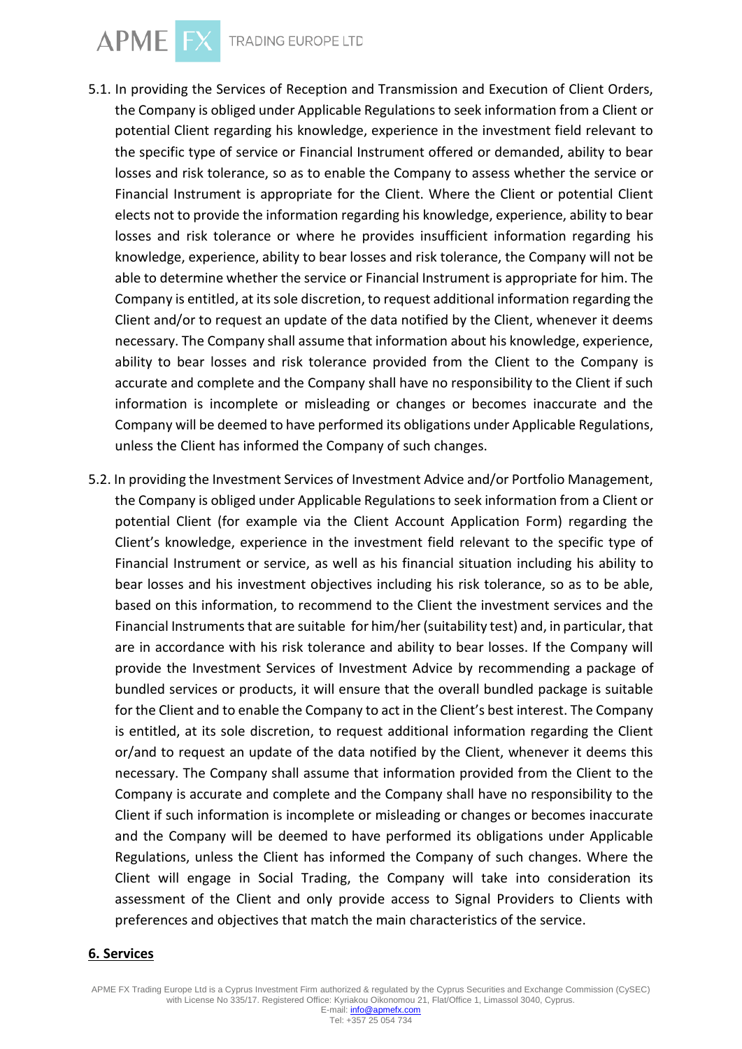5.1. In providing the Services of Reception and Transmission and Execution of Client Orders, the Company is obliged under Applicable Regulations to seek information from a Client or potential Client regarding his knowledge, experience in the investment field relevant to the specific type of service or Financial Instrument offered or demanded, ability to bear losses and risk tolerance, so as to enable the Company to assess whether the service or Financial Instrument is appropriate for the Client. Where the Client or potential Client elects not to provide the information regarding his knowledge, experience, ability to bear losses and risk tolerance or where he provides insufficient information regarding his knowledge, experience, ability to bear losses and risk tolerance, the Company will not be able to determine whether the service or Financial Instrument is appropriate for him. The Company is entitled, at its sole discretion, to request additional information regarding the Client and/or to request an update of the data notified by the Client, whenever it deems necessary. The Company shall assume that information about his knowledge, experience, ability to bear losses and risk tolerance provided from the Client to the Company is accurate and complete and the Company shall have no responsibility to the Client if such information is incomplete or misleading or changes or becomes inaccurate and the Company will be deemed to have performed its obligations under Applicable Regulations, unless the Client has informed the Company of such changes.

5.2. In providing the Investment Services of Investment Advice and/or Portfolio Management, the Company is obliged under Applicable Regulations to seek information from a Client or potential Client (for example via the Client Account Application Form) regarding the Client's knowledge, experience in the investment field relevant to the specific type of Financial Instrument or service, as well as his financial situation including his ability to bear losses and his investment objectives including his risk tolerance, so as to be able, based on this information, to recommend to the Client the investment services and the Financial Instruments that are suitable for him/her (suitability test) and, in particular, that are in accordance with his risk tolerance and ability to bear losses. If the Company will provide the Investment Services of Investment Advice by recommending a package of bundled services or products, it will ensure that the overall bundled package is suitable for the Client and to enable the Company to act in the Client's best interest. The Company is entitled, at its sole discretion, to request additional information regarding the Client or/and to request an update of the data notified by the Client, whenever it deems this necessary. The Company shall assume that information provided from the Client to the Company is accurate and complete and the Company shall have no responsibility to the Client if such information is incomplete or misleading or changes or becomes inaccurate and the Company will be deemed to have performed its obligations under Applicable Regulations, unless the Client has informed the Company of such changes. Where the Client will engage in Social Trading, the Company will take into consideration its assessment of the Client and only provide access to Signal Providers to Clients with preferences and objectives that match the main characteristics of the service.

## 6. Services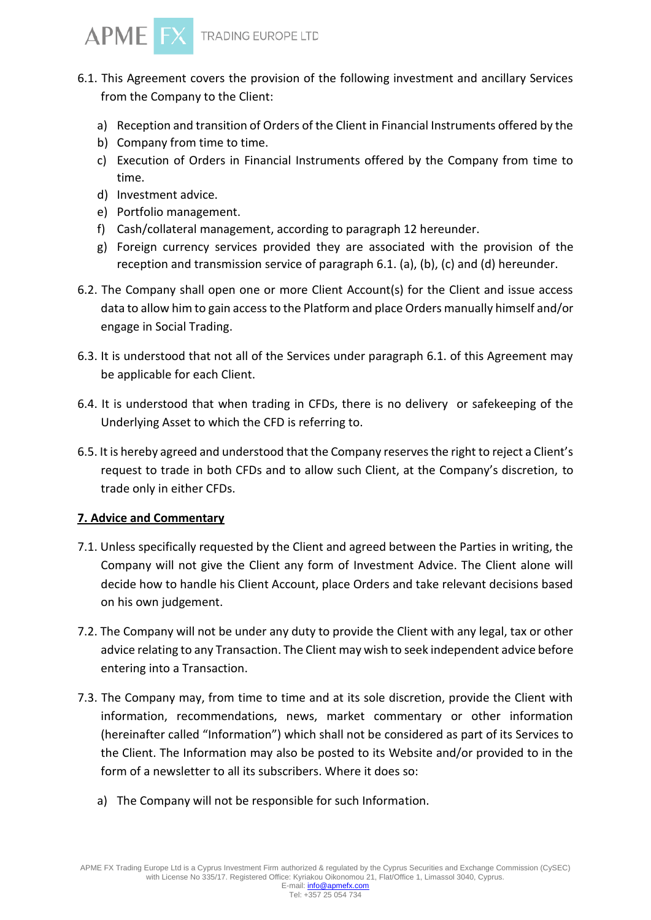6.1. This Agreement covers the provision of the following investment and ancillary Services from the Company to the Client:

a) Reception and transition of Orders of the Client in Financial Instruments offered by the
b) Company from time to time.
c) Execution of Orders in Financial Instruments offered by the Company from time to time.
d) Investment advice.
e) Portfolio management.
f) Cash/collateral management, according to paragraph 12 hereunder.
g) Foreign currency services provided they are associated with the provision of the reception and transmission service of paragraph 6.1. (a), (b), (c) and (d) hereunder.

6.2. The Company shall open one or more Client Account(s) for the Client and issue access data to allow him to gain access to the Platform and place Orders manually himself and/or engage in Social Trading.

6.3. It is understood that not all of the Services under paragraph 6.1. of this Agreement may be applicable for each Client.

6.4. It is understood that when trading in CFDs, there is no delivery or safekeeping of the Underlying Asset to which the CFD is referring to.

6.5. It is hereby agreed and understood that the Company reserves the right to reject a Client's request to trade in both CFDs and to allow such Client, at the Company's discretion, to trade only in either CFDs.

## 7. Advice and Commentary

7.1. Unless specifically requested by the Client and agreed between the Parties in writing, the Company will not give the Client any form of Investment Advice. The Client alone will decide how to handle his Client Account, place Orders and take relevant decisions based on his own judgement.

7.2. The Company will not be under any duty to provide the Client with any legal, tax or other advice relating to any Transaction. The Client may wish to seek independent advice before entering into a Transaction.

7.3. The Company may, from time to time and at its sole discretion, provide the Client with information, recommendations, news, market commentary or other information (hereinafter called "Information") which shall not be considered as part of its Services to the Client. The Information may also be posted to its Website and/or provided to in the form of a newsletter to all its subscribers. Where it does so:

a) The Company will not be responsible for such Information.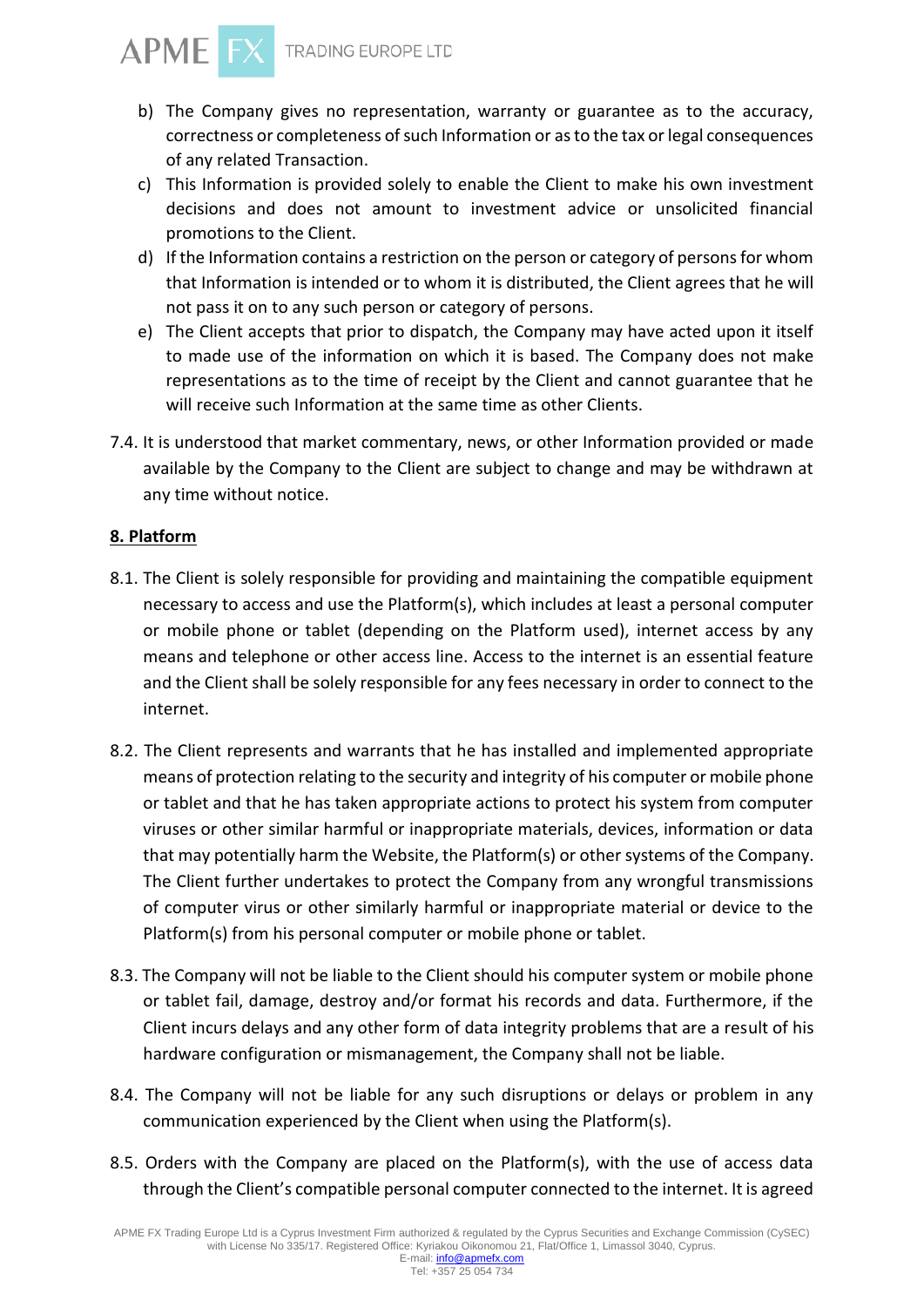b) The Company gives no representation, warranty or guarantee as to the accuracy, correctness or completeness of such Information or as to the tax or legal consequences of any related Transaction.

c) This Information is provided solely to enable the Client to make his own investment decisions and does not amount to investment advice or unsolicited financial promotions to the Client.

d) If the Information contains a restriction on the person or category of persons for whom that Information is intended or to whom it is distributed, the Client agrees that he will not pass it on to any such person or category of persons.

e) The Client accepts that prior to dispatch, the Company may have acted upon it itself to made use of the information on which it is based. The Company does not make representations as to the time of receipt by the Client and cannot guarantee that he will receive such Information at the same time as other Clients.

7.4. It is understood that market commentary, news, or other Information provided or made available by the Company to the Client are subject to change and may be withdrawn at any time without notice.

## 8. Platform

8.1. The Client is solely responsible for providing and maintaining the compatible equipment necessary to access and use the Platform(s), which includes at least a personal computer or mobile phone or tablet (depending on the Platform used), internet access by any means and telephone or other access line. Access to the internet is an essential feature and the Client shall be solely responsible for any fees necessary in order to connect to the internet.

8.2. The Client represents and warrants that he has installed and implemented appropriate means of protection relating to the security and integrity of his computer or mobile phone or tablet and that he has taken appropriate actions to protect his system from computer viruses or other similar harmful or inappropriate materials, devices, information or data that may potentially harm the Website, the Platform(s) or other systems of the Company. The Client further undertakes to protect the Company from any wrongful transmissions of computer virus or other similarly harmful or inappropriate material or device to the Platform(s) from his personal computer or mobile phone or tablet.

8.3. The Company will not be liable to the Client should his computer system or mobile phone or tablet fail, damage, destroy and/or format his records and data. Furthermore, if the Client incurs delays and any other form of data integrity problems that are a result of his hardware configuration or mismanagement, the Company shall not be liable.

8.4. The Company will not be liable for any such disruptions or delays or problem in any communication experienced by the Client when using the Platform(s).

8.5. Orders with the Company are placed on the Platform(s), with the use of access data through the Client's compatible personal computer connected to the internet. It is agreed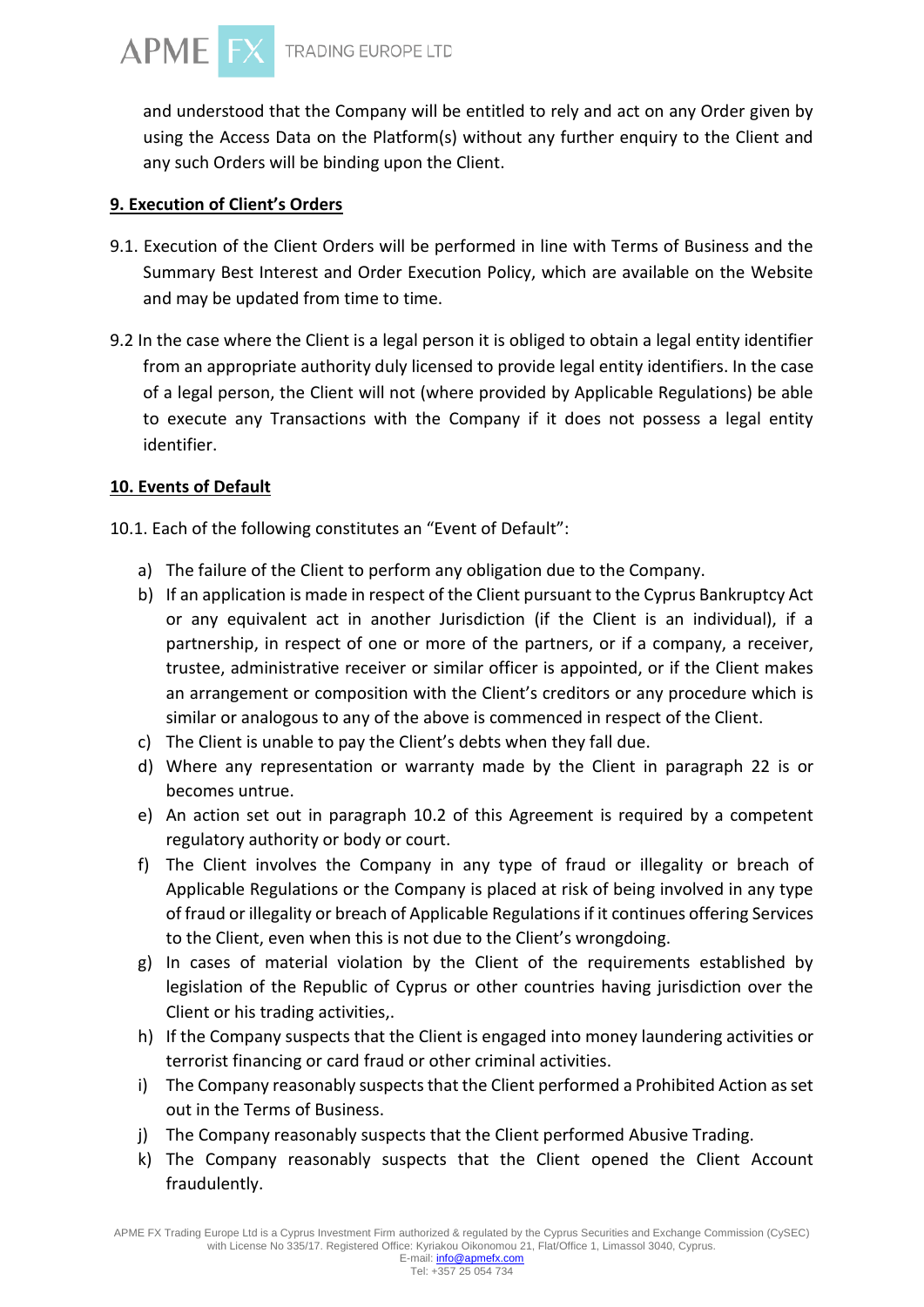and understood that the Company will be entitled to rely and act on any Order given by using the Access Data on the Platform(s) without any further enquiry to the Client and any such Orders will be binding upon the Client.

## 9. Execution of Client's Orders

9.1. Execution of the Client Orders will be performed in line with Terms of Business and the Summary Best Interest and Order Execution Policy, which are available on the Website and may be updated from time to time.

9.2 In the case where the Client is a legal person it is obliged to obtain a legal entity identifier from an appropriate authority duly licensed to provide legal entity identifiers. In the case of a legal person, the Client will not (where provided by Applicable Regulations) be able to execute any Transactions with the Company if it does not possess a legal entity identifier.

## 10. Events of Default

10.1. Each of the following constitutes an "Event of Default":

a) The failure of the Client to perform any obligation due to the Company.
b) If an application is made in respect of the Client pursuant to the Cyprus Bankruptcy Act or any equivalent act in another Jurisdiction (if the Client is an individual), if a partnership, in respect of one or more of the partners, or if a company, a receiver, trustee, administrative receiver or similar officer is appointed, or if the Client makes an arrangement or composition with the Client's creditors or any procedure which is similar or analogous to any of the above is commenced in respect of the Client.
c) The Client is unable to pay the Client's debts when they fall due.
d) Where any representation or warranty made by the Client in paragraph 22 is or becomes untrue.
e) An action set out in paragraph 10.2 of this Agreement is required by a competent regulatory authority or body or court.
f) The Client involves the Company in any type of fraud or illegality or breach of Applicable Regulations or the Company is placed at risk of being involved in any type of fraud or illegality or breach of Applicable Regulations if it continues offering Services to the Client, even when this is not due to the Client's wrongdoing.
g) In cases of material violation by the Client of the requirements established by legislation of the Republic of Cyprus or other countries having jurisdiction over the Client or his trading activities,.
h) If the Company suspects that the Client is engaged into money laundering activities or terrorist financing or card fraud or other criminal activities.
i) The Company reasonably suspects that the Client performed a Prohibited Action as set out in the Terms of Business.
j) The Company reasonably suspects that the Client performed Abusive Trading.
k) The Company reasonably suspects that the Client opened the Client Account fraudulently.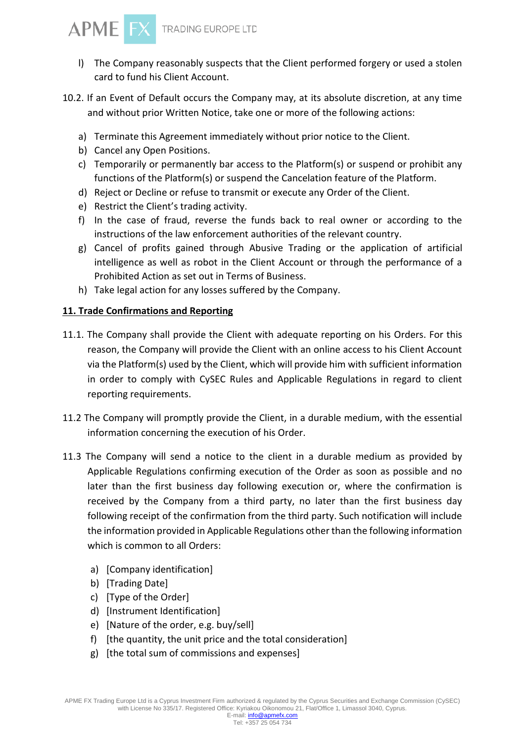l) The Company reasonably suspects that the Client performed forgery or used a stolen card to fund his Client Account.

10.2. If an Event of Default occurs the Company may, at its absolute discretion, at any time and without prior Written Notice, take one or more of the following actions:

a) Terminate this Agreement immediately without prior notice to the Client.
b) Cancel any Open Positions.
c) Temporarily or permanently bar access to the Platform(s) or suspend or prohibit any functions of the Platform(s) or suspend the Cancelation feature of the Platform.
d) Reject or Decline or refuse to transmit or execute any Order of the Client.
e) Restrict the Client's trading activity.
f) In the case of fraud, reverse the funds back to real owner or according to the instructions of the law enforcement authorities of the relevant country.
g) Cancel of profits gained through Abusive Trading or the application of artificial intelligence as well as robot in the Client Account or through the performance of a Prohibited Action as set out in Terms of Business.
h) Take legal action for any losses suffered by the Company.

## 11. Trade Confirmations and Reporting

11.1. The Company shall provide the Client with adequate reporting on his Orders. For this reason, the Company will provide the Client with an online access to his Client Account via the Platform(s) used by the Client, which will provide him with sufficient information in order to comply with CySEC Rules and Applicable Regulations in regard to client reporting requirements.

11.2 The Company will promptly provide the Client, in a durable medium, with the essential information concerning the execution of his Order.

11.3 The Company will send a notice to the client in a durable medium as provided by Applicable Regulations confirming execution of the Order as soon as possible and no later than the first business day following execution or, where the confirmation is received by the Company from a third party, no later than the first business day following receipt of the confirmation from the third party. Such notification will include the information provided in Applicable Regulations other than the following information which is common to all Orders:

a) [Company identification]
b) [Trading Date]
c) [Type of the Order]
d) [Instrument Identification]
e) [Nature of the order, e.g. buy/sell]
f) [the quantity, the unit price and the total consideration]
g) [the total sum of commissions and expenses]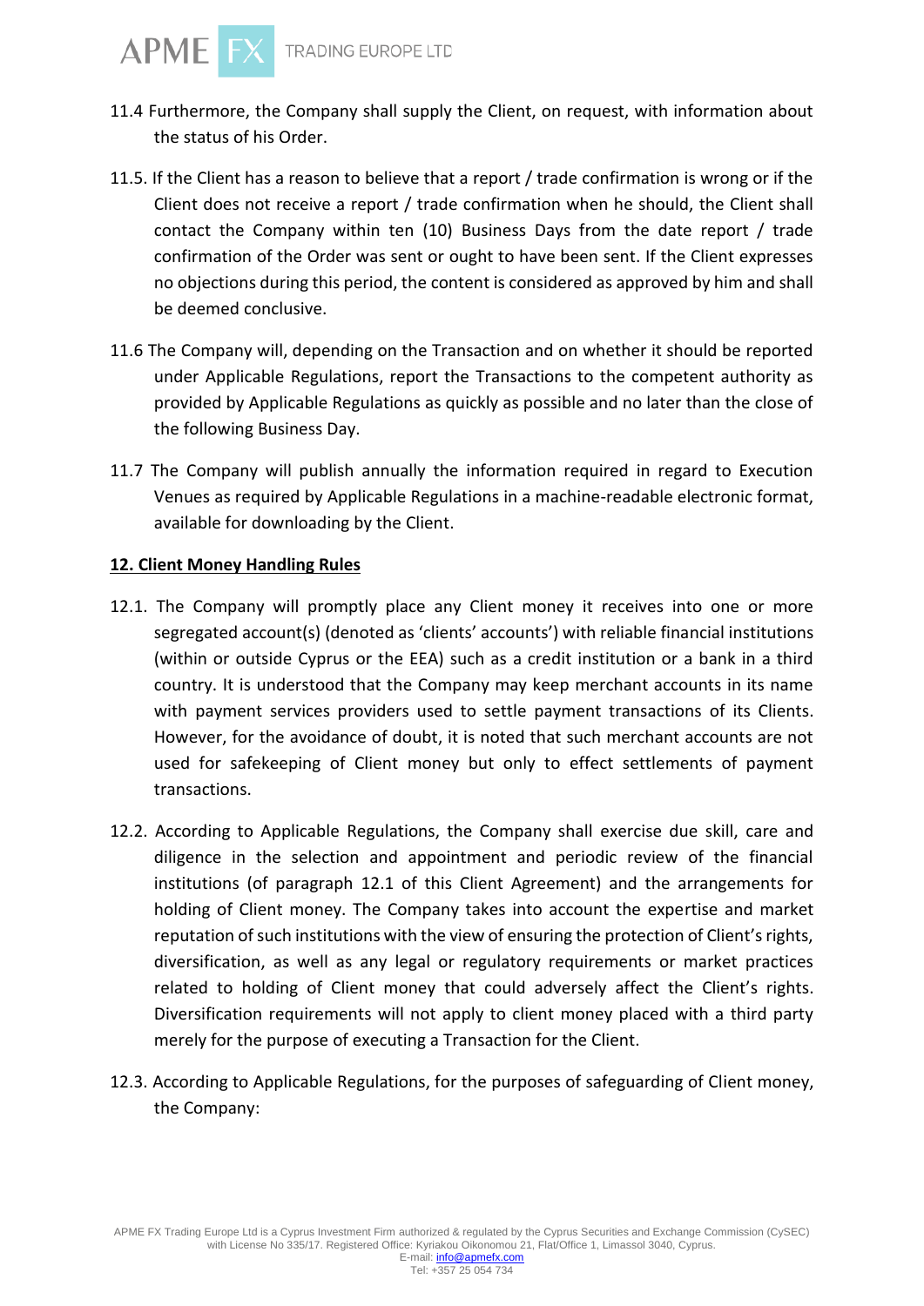11.4 Furthermore, the Company shall supply the Client, on request, with information about the status of his Order.

11.5. If the Client has a reason to believe that a report / trade confirmation is wrong or if the Client does not receive a report / trade confirmation when he should, the Client shall contact the Company within ten (10) Business Days from the date report / trade confirmation of the Order was sent or ought to have been sent. If the Client expresses no objections during this period, the content is considered as approved by him and shall be deemed conclusive.

11.6 The Company will, depending on the Transaction and on whether it should be reported under Applicable Regulations, report the Transactions to the competent authority as provided by Applicable Regulations as quickly as possible and no later than the close of the following Business Day.

11.7 The Company will publish annually the information required in regard to Execution Venues as required by Applicable Regulations in a machine-readable electronic format, available for downloading by the Client.

## 12. Client Money Handling Rules

12.1. The Company will promptly place any Client money it receives into one or more segregated account(s) (denoted as 'clients' accounts') with reliable financial institutions (within or outside Cyprus or the EEA) such as a credit institution or a bank in a third country. It is understood that the Company may keep merchant accounts in its name with payment services providers used to settle payment transactions of its Clients. However, for the avoidance of doubt, it is noted that such merchant accounts are not used for safekeeping of Client money but only to effect settlements of payment transactions.

12.2. According to Applicable Regulations, the Company shall exercise due skill, care and diligence in the selection and appointment and periodic review of the financial institutions (of paragraph 12.1 of this Client Agreement) and the arrangements for holding of Client money. The Company takes into account the expertise and market reputation of such institutions with the view of ensuring the protection of Client's rights, diversification, as well as any legal or regulatory requirements or market practices related to holding of Client money that could adversely affect the Client's rights. Diversification requirements will not apply to client money placed with a third party merely for the purpose of executing a Transaction for the Client.

12.3. According to Applicable Regulations, for the purposes of safeguarding of Client money, the Company: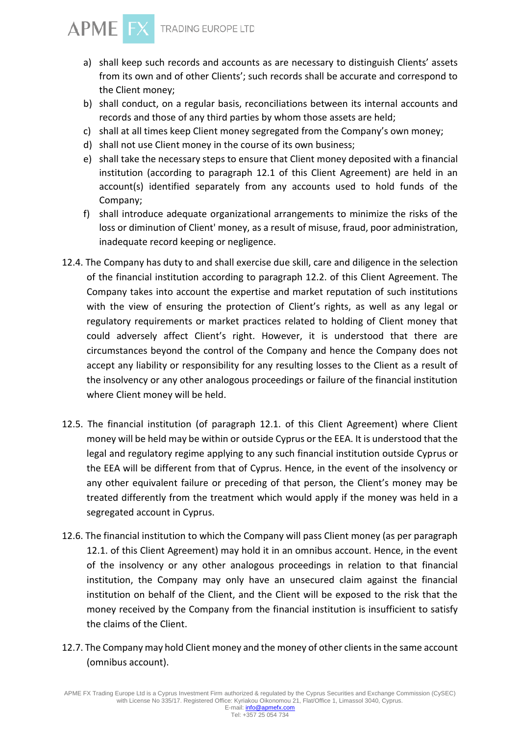a) shall keep such records and accounts as are necessary to distinguish Clients' assets from its own and of other Clients'; such records shall be accurate and correspond to the Client money;
b) shall conduct, on a regular basis, reconciliations between its internal accounts and records and those of any third parties by whom those assets are held;
c) shall at all times keep Client money segregated from the Company's own money;
d) shall not use Client money in the course of its own business;
e) shall take the necessary steps to ensure that Client money deposited with a financial institution (according to paragraph 12.1 of this Client Agreement) are held in an account(s) identified separately from any accounts used to hold funds of the Company;
f) shall introduce adequate organizational arrangements to minimize the risks of the loss or diminution of Client' money, as a result of misuse, fraud, poor administration, inadequate record keeping or negligence.

12.4. The Company has duty to and shall exercise due skill, care and diligence in the selection of the financial institution according to paragraph 12.2. of this Client Agreement. The Company takes into account the expertise and market reputation of such institutions with the view of ensuring the protection of Client's rights, as well as any legal or regulatory requirements or market practices related to holding of Client money that could adversely affect Client's right. However, it is understood that there are circumstances beyond the control of the Company and hence the Company does not accept any liability or responsibility for any resulting losses to the Client as a result of the insolvency or any other analogous proceedings or failure of the financial institution where Client money will be held.

12.5. The financial institution (of paragraph 12.1. of this Client Agreement) where Client money will be held may be within or outside Cyprus or the EEA. It is understood that the legal and regulatory regime applying to any such financial institution outside Cyprus or the EEA will be different from that of Cyprus. Hence, in the event of the insolvency or any other equivalent failure or preceding of that person, the Client's money may be treated differently from the treatment which would apply if the money was held in a segregated account in Cyprus.

12.6. The financial institution to which the Company will pass Client money (as per paragraph 12.1. of this Client Agreement) may hold it in an omnibus account. Hence, in the event of the insolvency or any other analogous proceedings in relation to that financial institution, the Company may only have an unsecured claim against the financial institution on behalf of the Client, and the Client will be exposed to the risk that the money received by the Company from the financial institution is insufficient to satisfy the claims of the Client.

12.7. The Company may hold Client money and the money of other clients in the same account (omnibus account).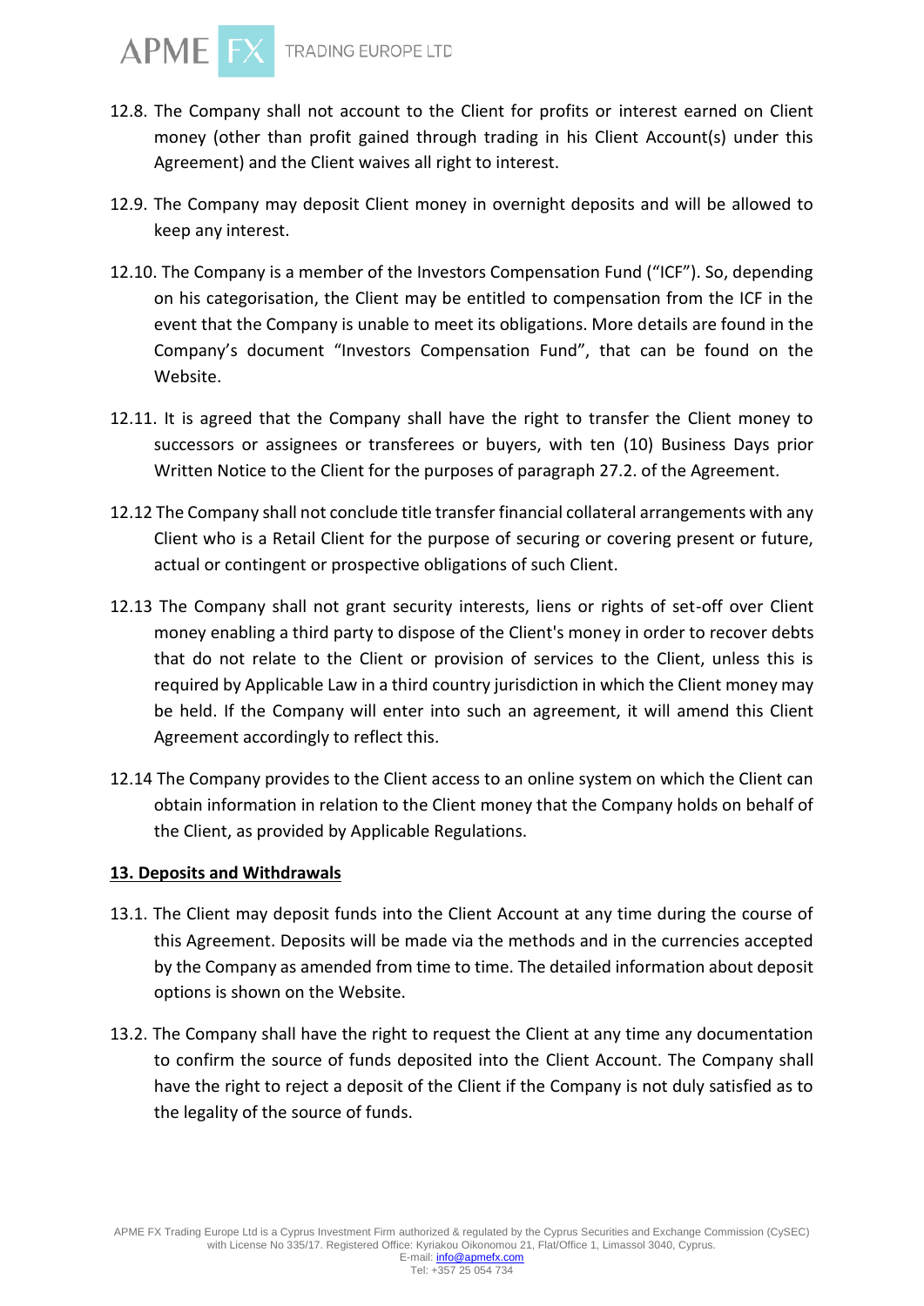12.8. The Company shall not account to the Client for profits or interest earned on Client money (other than profit gained through trading in his Client Account(s) under this Agreement) and the Client waives all right to interest.

12.9. The Company may deposit Client money in overnight deposits and will be allowed to keep any interest.

12.10. The Company is a member of the Investors Compensation Fund ("ICF"). So, depending on his categorisation, the Client may be entitled to compensation from the ICF in the event that the Company is unable to meet its obligations. More details are found in the Company's document "Investors Compensation Fund", that can be found on the Website.

12.11. It is agreed that the Company shall have the right to transfer the Client money to successors or assignees or transferees or buyers, with ten (10) Business Days prior Written Notice to the Client for the purposes of paragraph 27.2. of the Agreement.

12.12 The Company shall not conclude title transfer financial collateral arrangements with any Client who is a Retail Client for the purpose of securing or covering present or future, actual or contingent or prospective obligations of such Client.

12.13 The Company shall not grant security interests, liens or rights of set-off over Client money enabling a third party to dispose of the Client's money in order to recover debts that do not relate to the Client or provision of services to the Client, unless this is required by Applicable Law in a third country jurisdiction in which the Client money may be held. If the Company will enter into such an agreement, it will amend this Client Agreement accordingly to reflect this.

12.14 The Company provides to the Client access to an online system on which the Client can obtain information in relation to the Client money that the Company holds on behalf of the Client, as provided by Applicable Regulations.

## 13. Deposits and Withdrawals

13.1. The Client may deposit funds into the Client Account at any time during the course of this Agreement. Deposits will be made via the methods and in the currencies accepted by the Company as amended from time to time. The detailed information about deposit options is shown on the Website.

13.2. The Company shall have the right to request the Client at any time any documentation to confirm the source of funds deposited into the Client Account. The Company shall have the right to reject a deposit of the Client if the Company is not duly satisfied as to the legality of the source of funds.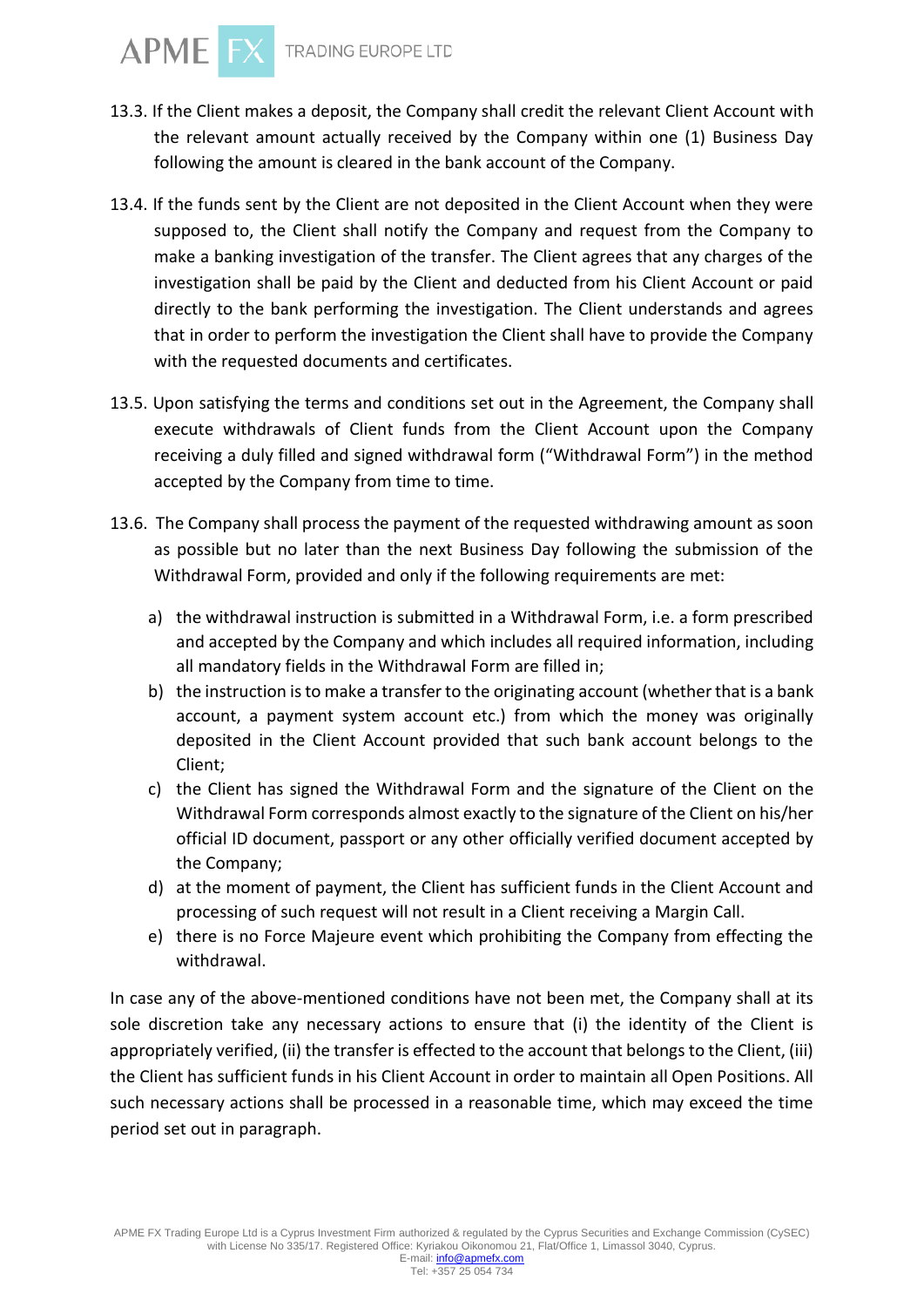13.3. If the Client makes a deposit, the Company shall credit the relevant Client Account with the relevant amount actually received by the Company within one (1) Business Day following the amount is cleared in the bank account of the Company.

13.4. If the funds sent by the Client are not deposited in the Client Account when they were supposed to, the Client shall notify the Company and request from the Company to make a banking investigation of the transfer. The Client agrees that any charges of the investigation shall be paid by the Client and deducted from his Client Account or paid directly to the bank performing the investigation. The Client understands and agrees that in order to perform the investigation the Client shall have to provide the Company with the requested documents and certificates.

13.5. Upon satisfying the terms and conditions set out in the Agreement, the Company shall execute withdrawals of Client funds from the Client Account upon the Company receiving a duly filled and signed withdrawal form ("Withdrawal Form") in the method accepted by the Company from time to time.

13.6. The Company shall process the payment of the requested withdrawing amount as soon as possible but no later than the next Business Day following the submission of the Withdrawal Form, provided and only if the following requirements are met:

a) the withdrawal instruction is submitted in a Withdrawal Form, i.e. a form prescribed and accepted by the Company and which includes all required information, including all mandatory fields in the Withdrawal Form are filled in;
b) the instruction is to make a transfer to the originating account (whether that is a bank account, a payment system account etc.) from which the money was originally deposited in the Client Account provided that such bank account belongs to the Client;
c) the Client has signed the Withdrawal Form and the signature of the Client on the Withdrawal Form corresponds almost exactly to the signature of the Client on his/her official ID document, passport or any other officially verified document accepted by the Company;
d) at the moment of payment, the Client has sufficient funds in the Client Account and processing of such request will not result in a Client receiving a Margin Call.
e) there is no Force Majeure event which prohibiting the Company from effecting the withdrawal.

In case any of the above-mentioned conditions have not been met, the Company shall at its sole discretion take any necessary actions to ensure that (i) the identity of the Client is appropriately verified, (ii) the transfer is effected to the account that belongs to the Client, (iii) the Client has sufficient funds in his Client Account in order to maintain all Open Positions. All such necessary actions shall be processed in a reasonable time, which may exceed the time period set out in paragraph.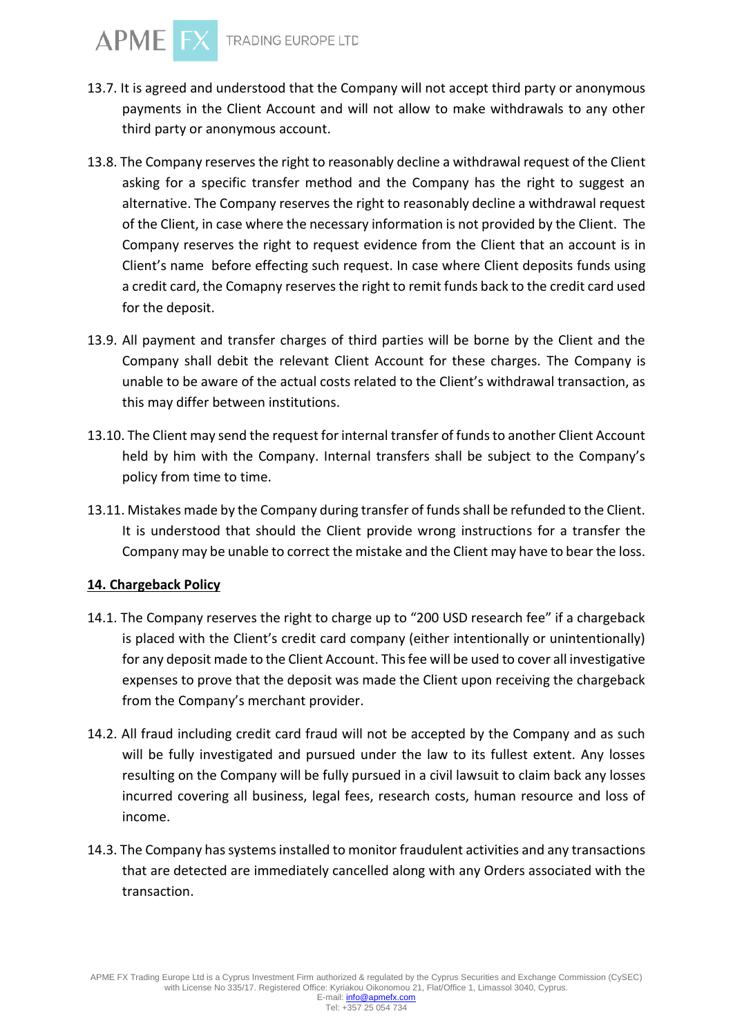13.7. It is agreed and understood that the Company will not accept third party or anonymous payments in the Client Account and will not allow to make withdrawals to any other third party or anonymous account.

13.8. The Company reserves the right to reasonably decline a withdrawal request of the Client asking for a specific transfer method and the Company has the right to suggest an alternative. The Company reserves the right to reasonably decline a withdrawal request of the Client, in case where the necessary information is not provided by the Client. The Company reserves the right to request evidence from the Client that an account is in Client's name before effecting such request. In case where Client deposits funds using a credit card, the Comapny reserves the right to remit funds back to the credit card used for the deposit.

13.9. All payment and transfer charges of third parties will be borne by the Client and the Company shall debit the relevant Client Account for these charges. The Company is unable to be aware of the actual costs related to the Client's withdrawal transaction, as this may differ between institutions.

13.10. The Client may send the request for internal transfer of funds to another Client Account held by him with the Company. Internal transfers shall be subject to the Company's policy from time to time.

13.11. Mistakes made by the Company during transfer of funds shall be refunded to the Client. It is understood that should the Client provide wrong instructions for a transfer the Company may be unable to correct the mistake and the Client may have to bear the loss.

## 14. Chargeback Policy

14.1. The Company reserves the right to charge up to "200 USD research fee" if a chargeback is placed with the Client's credit card company (either intentionally or unintentionally) for any deposit made to the Client Account. This fee will be used to cover all investigative expenses to prove that the deposit was made the Client upon receiving the chargeback from the Company's merchant provider.

14.2. All fraud including credit card fraud will not be accepted by the Company and as such will be fully investigated and pursued under the law to its fullest extent. Any losses resulting on the Company will be fully pursued in a civil lawsuit to claim back any losses incurred covering all business, legal fees, research costs, human resource and loss of income.

14.3. The Company has systems installed to monitor fraudulent activities and any transactions that are detected are immediately cancelled along with any Orders associated with the transaction.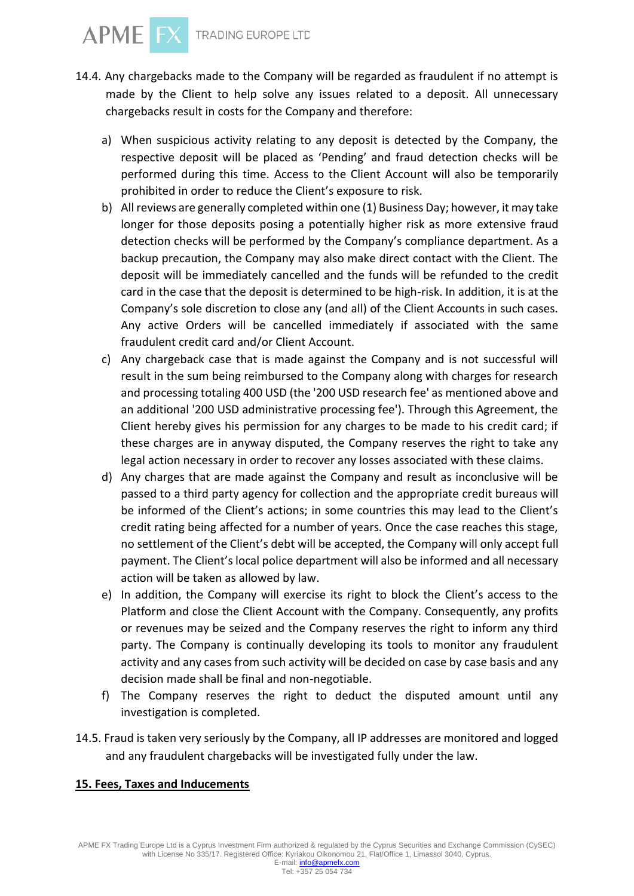14.4. Any chargebacks made to the Company will be regarded as fraudulent if no attempt is made by the Client to help solve any issues related to a deposit. All unnecessary chargebacks result in costs for the Company and therefore:

a) When suspicious activity relating to any deposit is detected by the Company, the respective deposit will be placed as 'Pending' and fraud detection checks will be performed during this time. Access to the Client Account will also be temporarily prohibited in order to reduce the Client's exposure to risk.

b) All reviews are generally completed within one (1) Business Day; however, it may take longer for those deposits posing a potentially higher risk as more extensive fraud detection checks will be performed by the Company's compliance department. As a backup precaution, the Company may also make direct contact with the Client. The deposit will be immediately cancelled and the funds will be refunded to the credit card in the case that the deposit is determined to be high-risk. In addition, it is at the Company's sole discretion to close any (and all) of the Client Accounts in such cases. Any active Orders will be cancelled immediately if associated with the same fraudulent credit card and/or Client Account.

c) Any chargeback case that is made against the Company and is not successful will result in the sum being reimbursed to the Company along with charges for research and processing totaling 400 USD (the '200 USD research fee' as mentioned above and an additional '200 USD administrative processing fee'). Through this Agreement, the Client hereby gives his permission for any charges to be made to his credit card; if these charges are in anyway disputed, the Company reserves the right to take any legal action necessary in order to recover any losses associated with these claims.

d) Any charges that are made against the Company and result as inconclusive will be passed to a third party agency for collection and the appropriate credit bureaus will be informed of the Client's actions; in some countries this may lead to the Client's credit rating being affected for a number of years. Once the case reaches this stage, no settlement of the Client's debt will be accepted, the Company will only accept full payment. The Client's local police department will also be informed and all necessary action will be taken as allowed by law.

e) In addition, the Company will exercise its right to block the Client's access to the Platform and close the Client Account with the Company. Consequently, any profits or revenues may be seized and the Company reserves the right to inform any third party. The Company is continually developing its tools to monitor any fraudulent activity and any cases from such activity will be decided on case by case basis and any decision made shall be final and non-negotiable.

f) The Company reserves the right to deduct the disputed amount until any investigation is completed.

14.5. Fraud is taken very seriously by the Company, all IP addresses are monitored and logged and any fraudulent chargebacks will be investigated fully under the law.

## 15. Fees, Taxes and Inducements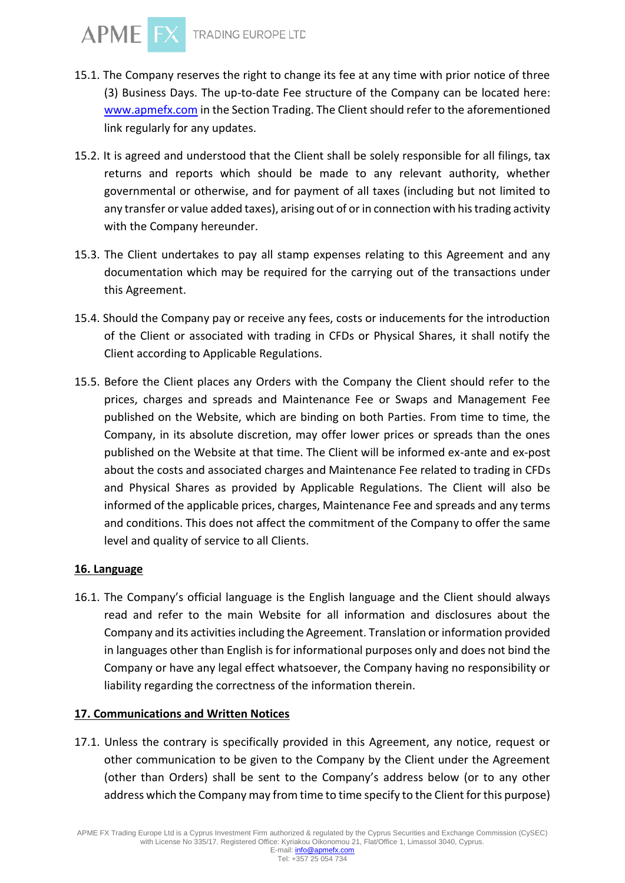15.1. The Company reserves the right to change its fee at any time with prior notice of three (3) Business Days. The up-to-date Fee structure of the Company can be located here: [www.apmefx.com](http://www.apmefx.com) in the Section Trading. The Client should refer to the aforementioned link regularly for any updates.

15.2. It is agreed and understood that the Client shall be solely responsible for all filings, tax returns and reports which should be made to any relevant authority, whether governmental or otherwise, and for payment of all taxes (including but not limited to any transfer or value added taxes), arising out of or in connection with his trading activity with the Company hereunder.

15.3. The Client undertakes to pay all stamp expenses relating to this Agreement and any documentation which may be required for the carrying out of the transactions under this Agreement.

15.4. Should the Company pay or receive any fees, costs or inducements for the introduction of the Client or associated with trading in CFDs or Physical Shares, it shall notify the Client according to Applicable Regulations.

15.5. Before the Client places any Orders with the Company the Client should refer to the prices, charges and spreads and Maintenance Fee or Swaps and Management Fee published on the Website, which are binding on both Parties. From time to time, the Company, in its absolute discretion, may offer lower prices or spreads than the ones published on the Website at that time. The Client will be informed ex-ante and ex-post about the costs and associated charges and Maintenance Fee related to trading in CFDs and Physical Shares as provided by Applicable Regulations. The Client will also be informed of the applicable prices, charges, Maintenance Fee and spreads and any terms and conditions. This does not affect the commitment of the Company to offer the same level and quality of service to all Clients.

## 16. Language

16.1. The Company's official language is the English language and the Client should always read and refer to the main Website for all information and disclosures about the Company and its activities including the Agreement. Translation or information provided in languages other than English is for informational purposes only and does not bind the Company or have any legal effect whatsoever, the Company having no responsibility or liability regarding the correctness of the information therein.

## 17. Communications and Written Notices

17.1. Unless the contrary is specifically provided in this Agreement, any notice, request or other communication to be given to the Company by the Client under the Agreement (other than Orders) shall be sent to the Company's address below (or to any other address which the Company may from time to time specify to the Client for this purpose)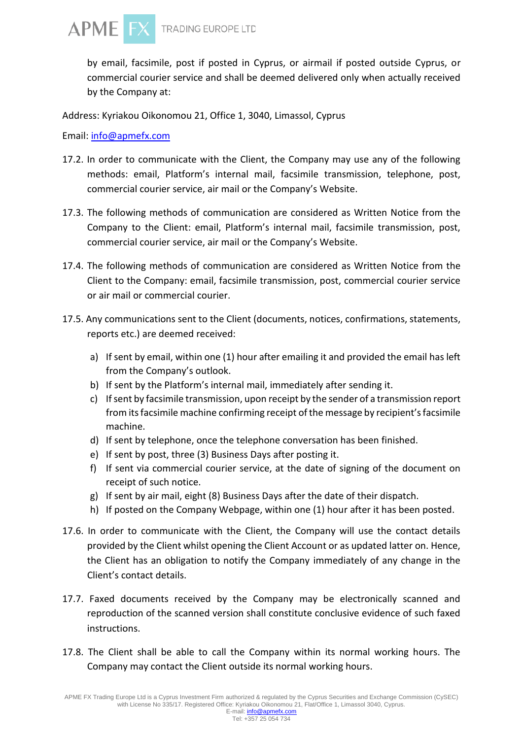by email, facsimile, post if posted in Cyprus, or airmail if posted outside Cyprus, or commercial courier service and shall be deemed delivered only when actually received by the Company at:

Address: Kyriakou Oikonomou 21, Office 1, 3040, Limassol, Cyprus

Email: info@apmefx.com

17.2. In order to communicate with the Client, the Company may use any of the following methods: email, Platform's internal mail, facsimile transmission, telephone, post, commercial courier service, air mail or the Company's Website.

17.3. The following methods of communication are considered as Written Notice from the Company to the Client: email, Platform's internal mail, facsimile transmission, post, commercial courier service, air mail or the Company's Website.

17.4. The following methods of communication are considered as Written Notice from the Client to the Company: email, facsimile transmission, post, commercial courier service or air mail or commercial courier.

17.5. Any communications sent to the Client (documents, notices, confirmations, statements, reports etc.) are deemed received:

a) If sent by email, within one (1) hour after emailing it and provided the email has left from the Company's outlook.
b) If sent by the Platform's internal mail, immediately after sending it.
c) If sent by facsimile transmission, upon receipt by the sender of a transmission report from its facsimile machine confirming receipt of the message by recipient's facsimile machine.
d) If sent by telephone, once the telephone conversation has been finished.
e) If sent by post, three (3) Business Days after posting it.
f) If sent via commercial courier service, at the date of signing of the document on receipt of such notice.
g) If sent by air mail, eight (8) Business Days after the date of their dispatch.
h) If posted on the Company Webpage, within one (1) hour after it has been posted.

17.6. In order to communicate with the Client, the Company will use the contact details provided by the Client whilst opening the Client Account or as updated latter on. Hence, the Client has an obligation to notify the Company immediately of any change in the Client's contact details.

17.7. Faxed documents received by the Company may be electronically scanned and reproduction of the scanned version shall constitute conclusive evidence of such faxed instructions.

17.8. The Client shall be able to call the Company within its normal working hours. The Company may contact the Client outside its normal working hours.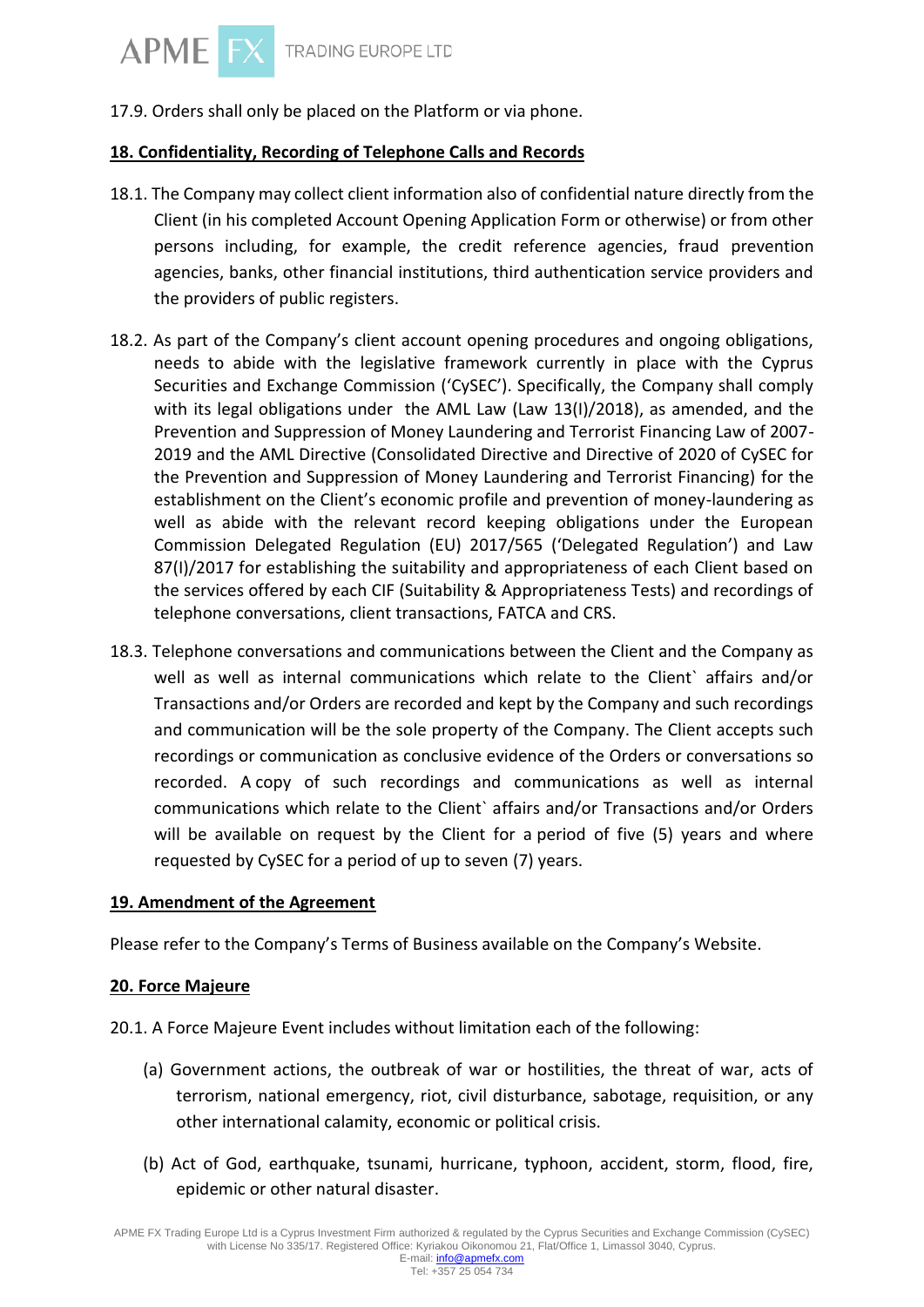17.9. Orders shall only be placed on the Platform or via phone.

## 18. Confidentiality, Recording of Telephone Calls and Records

18.1. The Company may collect client information also of confidential nature directly from the Client (in his completed Account Opening Application Form or otherwise) or from other persons including, for example, the credit reference agencies, fraud prevention agencies, banks, other financial institutions, third authentication service providers and the providers of public registers.

18.2. As part of the Company's client account opening procedures and ongoing obligations, needs to abide with the legislative framework currently in place with the Cyprus Securities and Exchange Commission ('CySEC'). Specifically, the Company shall comply with its legal obligations under the AML Law (Law 13(I)/2018), as amended, and the Prevention and Suppression of Money Laundering and Terrorist Financing Law of 2007-2019 and the AML Directive (Consolidated Directive and Directive of 2020 of CySEC for the Prevention and Suppression of Money Laundering and Terrorist Financing) for the establishment on the Client's economic profile and prevention of money-laundering as well as abide with the relevant record keeping obligations under the European Commission Delegated Regulation (EU) 2017/565 ('Delegated Regulation') and Law 87(I)/2017 for establishing the suitability and appropriateness of each Client based on the services offered by each CIF (Suitability & Appropriateness Tests) and recordings of telephone conversations, client transactions, FATCA and CRS.

18.3. Telephone conversations and communications between the Client and the Company as well as well as internal communications which relate to the Client` affairs and/or Transactions and/or Orders are recorded and kept by the Company and such recordings and communication will be the sole property of the Company. The Client accepts such recordings or communication as conclusive evidence of the Orders or conversations so recorded. A copy of such recordings and communications as well as internal communications which relate to the Client` affairs and/or Transactions and/or Orders will be available on request by the Client for a period of five (5) years and where requested by CySEC for a period of up to seven (7) years.

## 19. Amendment of the Agreement

Please refer to the Company's Terms of Business available on the Company's Website.

## 20. Force Majeure

20.1. A Force Majeure Event includes without limitation each of the following:

(a) Government actions, the outbreak of war or hostilities, the threat of war, acts of terrorism, national emergency, riot, civil disturbance, sabotage, requisition, or any other international calamity, economic or political crisis.

(b) Act of God, earthquake, tsunami, hurricane, typhoon, accident, storm, flood, fire, epidemic or other natural disaster.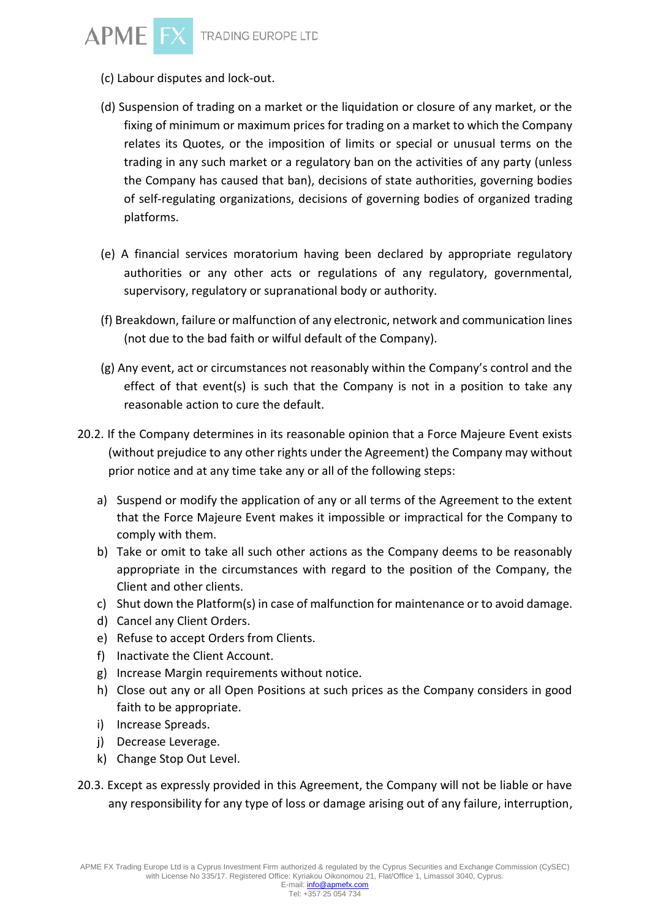(c) Labour disputes and lock-out.

(d) Suspension of trading on a market or the liquidation or closure of any market, or the fixing of minimum or maximum prices for trading on a market to which the Company relates its Quotes, or the imposition of limits or special or unusual terms on the trading in any such market or a regulatory ban on the activities of any party (unless the Company has caused that ban), decisions of state authorities, governing bodies of self-regulating organizations, decisions of governing bodies of organized trading platforms.

(e) A financial services moratorium having been declared by appropriate regulatory authorities or any other acts or regulations of any regulatory, governmental, supervisory, regulatory or supranational body or authority.

(f) Breakdown, failure or malfunction of any electronic, network and communication lines (not due to the bad faith or wilful default of the Company).

(g) Any event, act or circumstances not reasonably within the Company's control and the effect of that event(s) is such that the Company is not in a position to take any reasonable action to cure the default.

20.2. If the Company determines in its reasonable opinion that a Force Majeure Event exists (without prejudice to any other rights under the Agreement) the Company may without prior notice and at any time take any or all of the following steps:

a) Suspend or modify the application of any or all terms of the Agreement to the extent that the Force Majeure Event makes it impossible or impractical for the Company to comply with them.
b) Take or omit to take all such other actions as the Company deems to be reasonably appropriate in the circumstances with regard to the position of the Company, the Client and other clients.
c) Shut down the Platform(s) in case of malfunction for maintenance or to avoid damage.
d) Cancel any Client Orders.
e) Refuse to accept Orders from Clients.
f) Inactivate the Client Account.
g) Increase Margin requirements without notice.
h) Close out any or all Open Positions at such prices as the Company considers in good faith to be appropriate.
i) Increase Spreads.
j) Decrease Leverage.
k) Change Stop Out Level.

20.3. Except as expressly provided in this Agreement, the Company will not be liable or have any responsibility for any type of loss or damage arising out of any failure, interruption,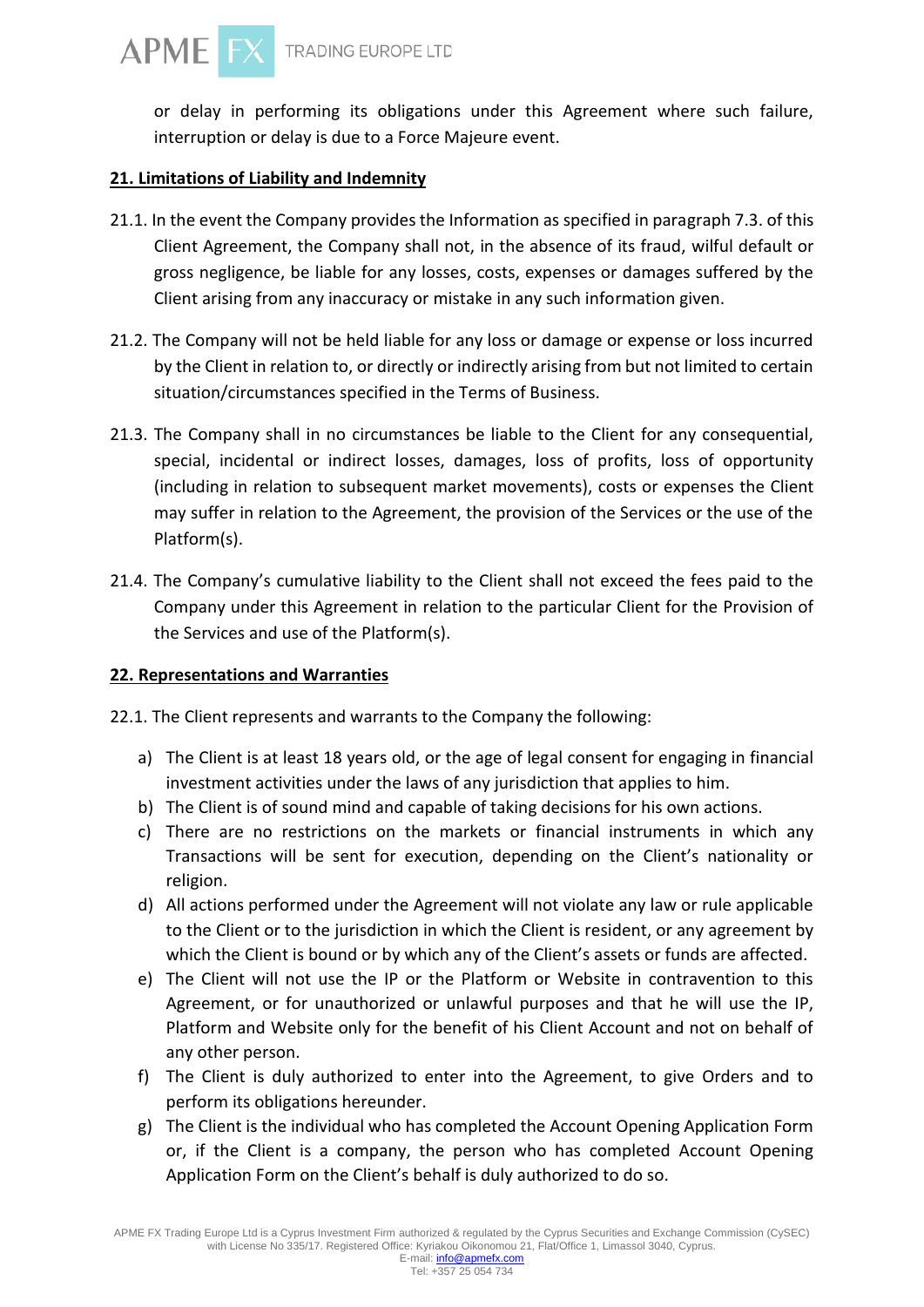or delay in performing its obligations under this Agreement where such failure, interruption or delay is due to a Force Majeure event.

## 21. Limitations of Liability and Indemnity

21.1. In the event the Company provides the Information as specified in paragraph 7.3. of this Client Agreement, the Company shall not, in the absence of its fraud, wilful default or gross negligence, be liable for any losses, costs, expenses or damages suffered by the Client arising from any inaccuracy or mistake in any such information given.

21.2. The Company will not be held liable for any loss or damage or expense or loss incurred by the Client in relation to, or directly or indirectly arising from but not limited to certain situation/circumstances specified in the Terms of Business.

21.3. The Company shall in no circumstances be liable to the Client for any consequential, special, incidental or indirect losses, damages, loss of profits, loss of opportunity (including in relation to subsequent market movements), costs or expenses the Client may suffer in relation to the Agreement, the provision of the Services or the use of the Platform(s).

21.4. The Company's cumulative liability to the Client shall not exceed the fees paid to the Company under this Agreement in relation to the particular Client for the Provision of the Services and use of the Platform(s).

## 22. Representations and Warranties

22.1. The Client represents and warrants to the Company the following:

a) The Client is at least 18 years old, or the age of legal consent for engaging in financial investment activities under the laws of any jurisdiction that applies to him.
b) The Client is of sound mind and capable of taking decisions for his own actions.
c) There are no restrictions on the markets or financial instruments in which any Transactions will be sent for execution, depending on the Client's nationality or religion.
d) All actions performed under the Agreement will not violate any law or rule applicable to the Client or to the jurisdiction in which the Client is resident, or any agreement by which the Client is bound or by which any of the Client's assets or funds are affected.
e) The Client will not use the IP or the Platform or Website in contravention to this Agreement, or for unauthorized or unlawful purposes and that he will use the IP, Platform and Website only for the benefit of his Client Account and not on behalf of any other person.
f) The Client is duly authorized to enter into the Agreement, to give Orders and to perform its obligations hereunder.
g) The Client is the individual who has completed the Account Opening Application Form or, if the Client is a company, the person who has completed Account Opening Application Form on the Client's behalf is duly authorized to do so.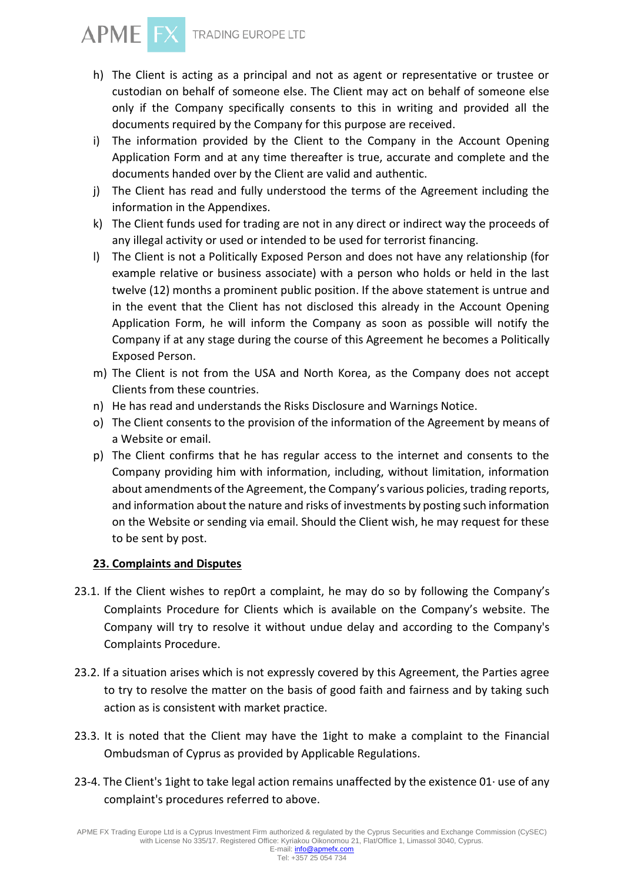h) The Client is acting as a principal and not as agent or representative or trustee or custodian on behalf of someone else. The Client may act on behalf of someone else only if the Company specifically consents to this in writing and provided all the documents required by the Company for this purpose are received.

i) The information provided by the Client to the Company in the Account Opening Application Form and at any time thereafter is true, accurate and complete and the documents handed over by the Client are valid and authentic.

j) The Client has read and fully understood the terms of the Agreement including the information in the Appendixes.

k) The Client funds used for trading are not in any direct or indirect way the proceeds of any illegal activity or used or intended to be used for terrorist financing.

l) The Client is not a Politically Exposed Person and does not have any relationship (for example relative or business associate) with a person who holds or held in the last twelve (12) months a prominent public position. If the above statement is untrue and in the event that the Client has not disclosed this already in the Account Opening Application Form, he will inform the Company as soon as possible will notify the Company if at any stage during the course of this Agreement he becomes a Politically Exposed Person.

m) The Client is not from the USA and North Korea, as the Company does not accept Clients from these countries.

n) He has read and understands the Risks Disclosure and Warnings Notice.

o) The Client consents to the provision of the information of the Agreement by means of a Website or email.

p) The Client confirms that he has regular access to the internet and consents to the Company providing him with information, including, without limitation, information about amendments of the Agreement, the Company's various policies, trading reports, and information about the nature and risks of investments by posting such information on the Website or sending via email. Should the Client wish, he may request for these to be sent by post.

## 23. Complaints and Disputes

23.1. If the Client wishes to rep0rt a complaint, he may do so by following the Company's Complaints Procedure for Clients which is available on the Company's website. The Company will try to resolve it without undue delay and according to the Company's Complaints Procedure.

23.2. If a situation arises which is not expressly covered by this Agreement, the Parties agree to try to resolve the matter on the basis of good faith and fairness and by taking such action as is consistent with market practice.

23.3. It is noted that the Client may have the 1ight to make a complaint to the Financial Ombudsman of Cyprus as provided by Applicable Regulations.

23-4. The Client's 1ight to take legal action remains unaffected by the existence 01· use of any complaint's procedures referred to above.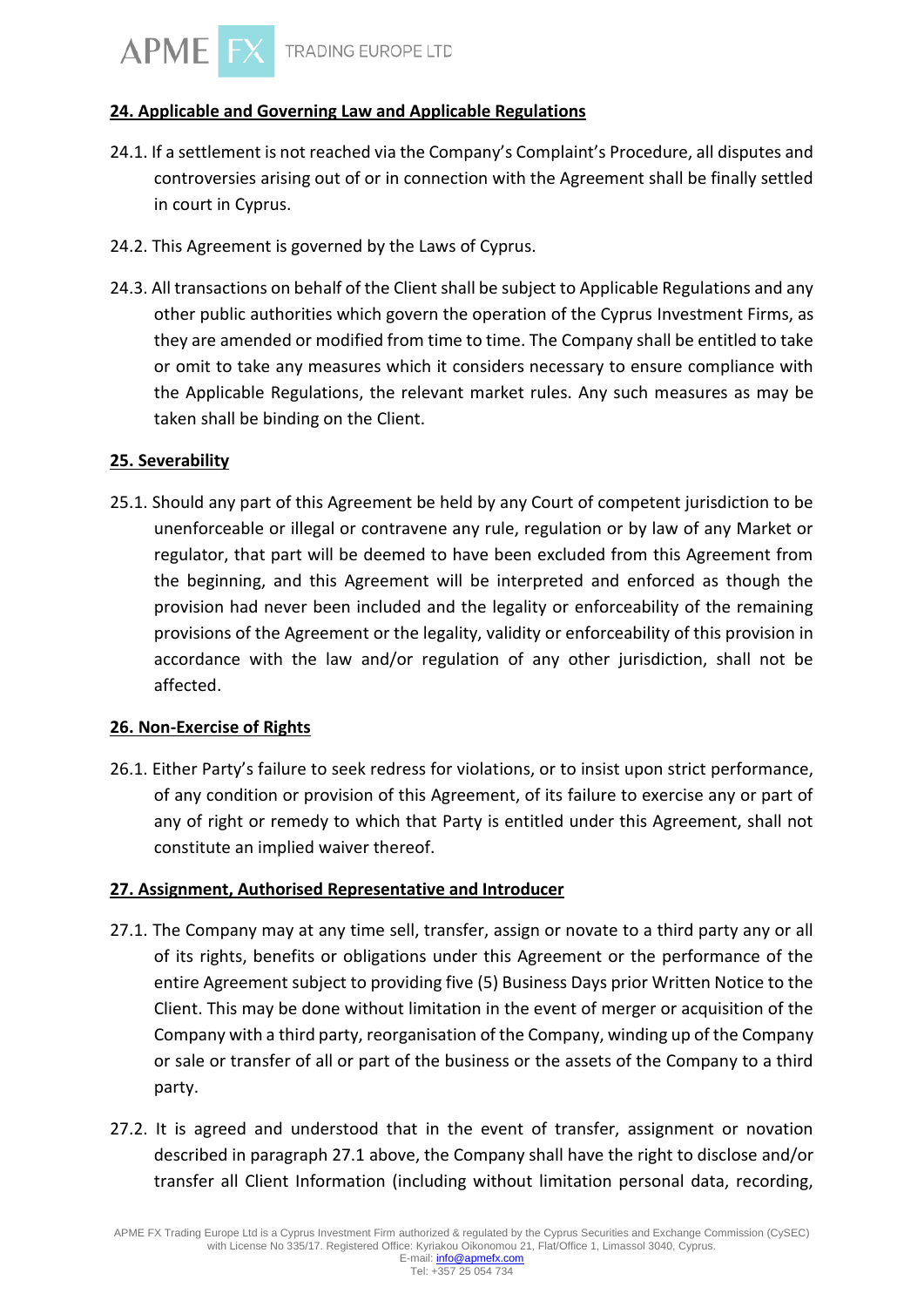## 24. Applicable and Governing Law and Applicable Regulations

24.1. If a settlement is not reached via the Company's Complaint's Procedure, all disputes and controversies arising out of or in connection with the Agreement shall be finally settled in court in Cyprus.

24.2. This Agreement is governed by the Laws of Cyprus.

24.3. All transactions on behalf of the Client shall be subject to Applicable Regulations and any other public authorities which govern the operation of the Cyprus Investment Firms, as they are amended or modified from time to time. The Company shall be entitled to take or omit to take any measures which it considers necessary to ensure compliance with the Applicable Regulations, the relevant market rules. Any such measures as may be taken shall be binding on the Client.

## 25. Severability

25.1. Should any part of this Agreement be held by any Court of competent jurisdiction to be unenforceable or illegal or contravene any rule, regulation or by law of any Market or regulator, that part will be deemed to have been excluded from this Agreement from the beginning, and this Agreement will be interpreted and enforced as though the provision had never been included and the legality or enforceability of the remaining provisions of the Agreement or the legality, validity or enforceability of this provision in accordance with the law and/or regulation of any other jurisdiction, shall not be affected.

## 26. Non-Exercise of Rights

26.1. Either Party's failure to seek redress for violations, or to insist upon strict performance, of any condition or provision of this Agreement, of its failure to exercise any or part of any of right or remedy to which that Party is entitled under this Agreement, shall not constitute an implied waiver thereof.

## 27. Assignment, Authorised Representative and Introducer

27.1. The Company may at any time sell, transfer, assign or novate to a third party any or all of its rights, benefits or obligations under this Agreement or the performance of the entire Agreement subject to providing five (5) Business Days prior Written Notice to the Client. This may be done without limitation in the event of merger or acquisition of the Company with a third party, reorganisation of the Company, winding up of the Company or sale or transfer of all or part of the business or the assets of the Company to a third party.

27.2. It is agreed and understood that in the event of transfer, assignment or novation described in paragraph 27.1 above, the Company shall have the right to disclose and/or transfer all Client Information (including without limitation personal data, recording,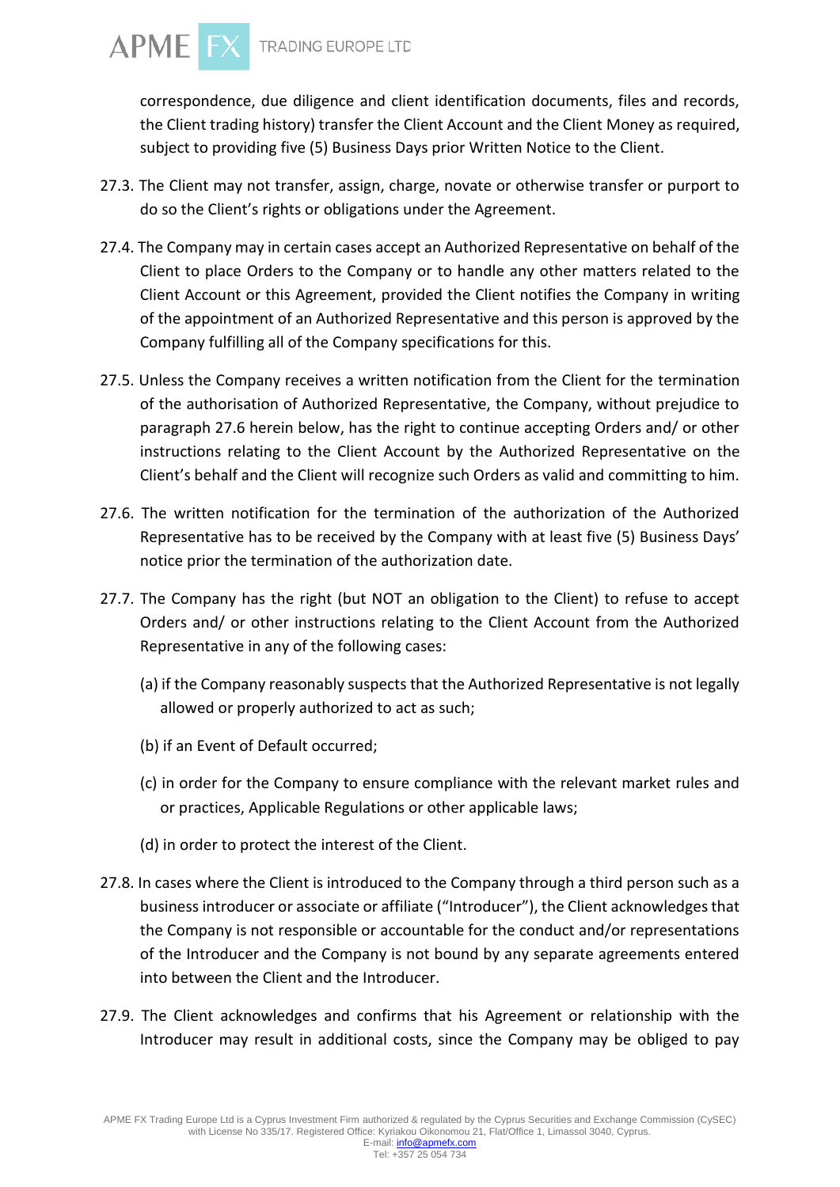correspondence, due diligence and client identification documents, files and records, the Client trading history) transfer the Client Account and the Client Money as required, subject to providing five (5) Business Days prior Written Notice to the Client.

27.3. The Client may not transfer, assign, charge, novate or otherwise transfer or purport to do so the Client's rights or obligations under the Agreement.

27.4. The Company may in certain cases accept an Authorized Representative on behalf of the Client to place Orders to the Company or to handle any other matters related to the Client Account or this Agreement, provided the Client notifies the Company in writing of the appointment of an Authorized Representative and this person is approved by the Company fulfilling all of the Company specifications for this.

27.5. Unless the Company receives a written notification from the Client for the termination of the authorisation of Authorized Representative, the Company, without prejudice to paragraph 27.6 herein below, has the right to continue accepting Orders and/ or other instructions relating to the Client Account by the Authorized Representative on the Client's behalf and the Client will recognize such Orders as valid and committing to him.

27.6. The written notification for the termination of the authorization of the Authorized Representative has to be received by the Company with at least five (5) Business Days' notice prior the termination of the authorization date.

27.7. The Company has the right (but NOT an obligation to the Client) to refuse to accept Orders and/ or other instructions relating to the Client Account from the Authorized Representative in any of the following cases:

(a) if the Company reasonably suspects that the Authorized Representative is not legally allowed or properly authorized to act as such;

(b) if an Event of Default occurred;

(c) in order for the Company to ensure compliance with the relevant market rules and or practices, Applicable Regulations or other applicable laws;

(d) in order to protect the interest of the Client.

27.8. In cases where the Client is introduced to the Company through a third person such as a business introducer or associate or affiliate ("Introducer"), the Client acknowledges that the Company is not responsible or accountable for the conduct and/or representations of the Introducer and the Company is not bound by any separate agreements entered into between the Client and the Introducer.

27.9. The Client acknowledges and confirms that his Agreement or relationship with the Introducer may result in additional costs, since the Company may be obliged to pay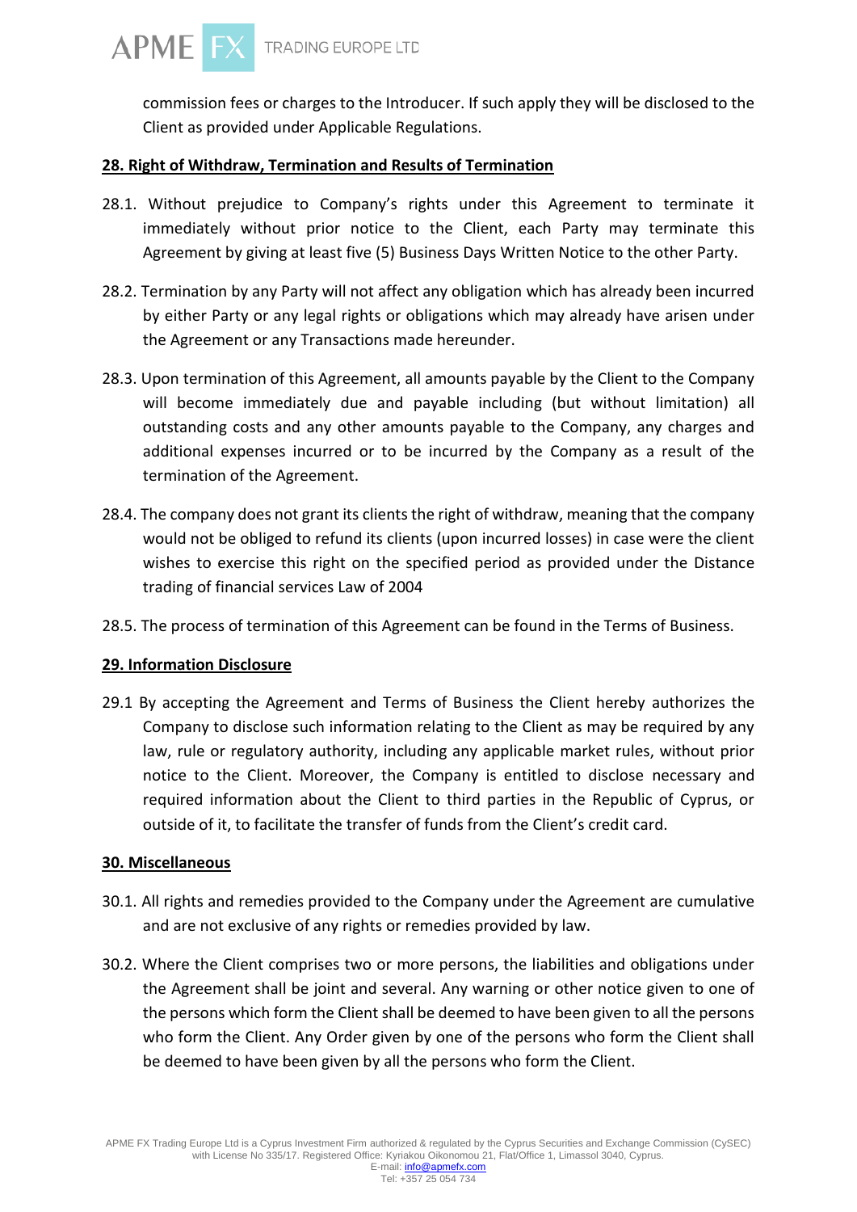commission fees or charges to the Introducer. If such apply they will be disclosed to the Client as provided under Applicable Regulations.

## 28. Right of Withdraw, Termination and Results of Termination

28.1. Without prejudice to Company's rights under this Agreement to terminate it immediately without prior notice to the Client, each Party may terminate this Agreement by giving at least five (5) Business Days Written Notice to the other Party.

28.2. Termination by any Party will not affect any obligation which has already been incurred by either Party or any legal rights or obligations which may already have arisen under the Agreement or any Transactions made hereunder.

28.3. Upon termination of this Agreement, all amounts payable by the Client to the Company will become immediately due and payable including (but without limitation) all outstanding costs and any other amounts payable to the Company, any charges and additional expenses incurred or to be incurred by the Company as a result of the termination of the Agreement.

28.4. The company does not grant its clients the right of withdraw, meaning that the company would not be obliged to refund its clients (upon incurred losses) in case were the client wishes to exercise this right on the specified period as provided under the Distance trading of financial services Law of 2004

28.5. The process of termination of this Agreement can be found in the Terms of Business.

## 29. Information Disclosure

29.1 By accepting the Agreement and Terms of Business the Client hereby authorizes the Company to disclose such information relating to the Client as may be required by any law, rule or regulatory authority, including any applicable market rules, without prior notice to the Client. Moreover, the Company is entitled to disclose necessary and required information about the Client to third parties in the Republic of Cyprus, or outside of it, to facilitate the transfer of funds from the Client's credit card.

## 30. Miscellaneous

30.1. All rights and remedies provided to the Company under the Agreement are cumulative and are not exclusive of any rights or remedies provided by law.

30.2. Where the Client comprises two or more persons, the liabilities and obligations under the Agreement shall be joint and several. Any warning or other notice given to one of the persons which form the Client shall be deemed to have been given to all the persons who form the Client. Any Order given by one of the persons who form the Client shall be deemed to have been given by all the persons who form the Client.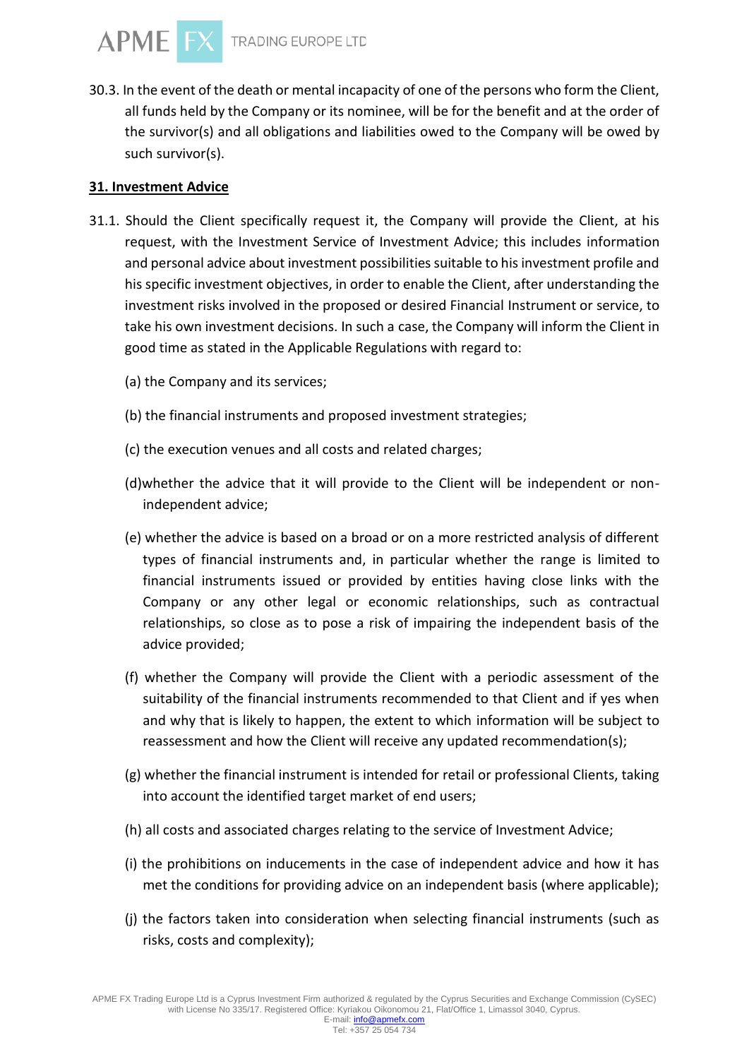30.3. In the event of the death or mental incapacity of one of the persons who form the Client, all funds held by the Company or its nominee, will be for the benefit and at the order of the survivor(s) and all obligations and liabilities owed to the Company will be owed by such survivor(s).

## 31. Investment Advice

31.1. Should the Client specifically request it, the Company will provide the Client, at his request, with the Investment Service of Investment Advice; this includes information and personal advice about investment possibilities suitable to his investment profile and his specific investment objectives, in order to enable the Client, after understanding the investment risks involved in the proposed or desired Financial Instrument or service, to take his own investment decisions. In such a case, the Company will inform the Client in good time as stated in the Applicable Regulations with regard to:

(a) the Company and its services;

(b) the financial instruments and proposed investment strategies;

(c) the execution venues and all costs and related charges;

(d)whether the advice that it will provide to the Client will be independent or non-independent advice;

(e) whether the advice is based on a broad or on a more restricted analysis of different types of financial instruments and, in particular whether the range is limited to financial instruments issued or provided by entities having close links with the Company or any other legal or economic relationships, such as contractual relationships, so close as to pose a risk of impairing the independent basis of the advice provided;

(f) whether the Company will provide the Client with a periodic assessment of the suitability of the financial instruments recommended to that Client and if yes when and why that is likely to happen, the extent to which information will be subject to reassessment and how the Client will receive any updated recommendation(s);

(g) whether the financial instrument is intended for retail or professional Clients, taking into account the identified target market of end users;

(h) all costs and associated charges relating to the service of Investment Advice;

(i) the prohibitions on inducements in the case of independent advice and how it has met the conditions for providing advice on an independent basis (where applicable);

(j) the factors taken into consideration when selecting financial instruments (such as risks, costs and complexity);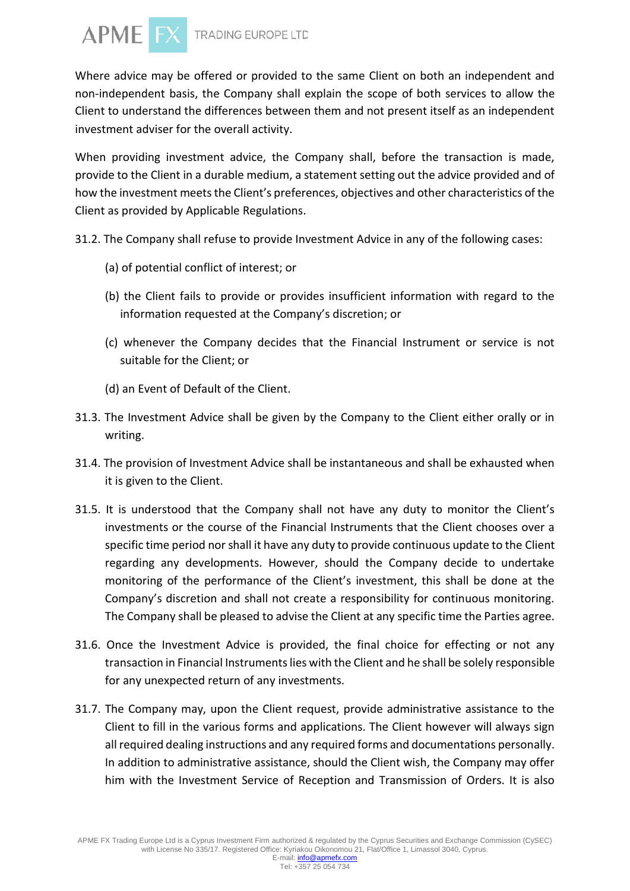Where advice may be offered or provided to the same Client on both an independent and non-independent basis, the Company shall explain the scope of both services to allow the Client to understand the differences between them and not present itself as an independent investment adviser for the overall activity.

When providing investment advice, the Company shall, before the transaction is made, provide to the Client in a durable medium, a statement setting out the advice provided and of how the investment meets the Client's preferences, objectives and other characteristics of the Client as provided by Applicable Regulations.

31.2. The Company shall refuse to provide Investment Advice in any of the following cases:

(a) of potential conflict of interest; or

(b) the Client fails to provide or provides insufficient information with regard to the information requested at the Company's discretion; or

(c) whenever the Company decides that the Financial Instrument or service is not suitable for the Client; or

(d) an Event of Default of the Client.

31.3. The Investment Advice shall be given by the Company to the Client either orally or in writing.

31.4. The provision of Investment Advice shall be instantaneous and shall be exhausted when it is given to the Client.

31.5. It is understood that the Company shall not have any duty to monitor the Client's investments or the course of the Financial Instruments that the Client chooses over a specific time period nor shall it have any duty to provide continuous update to the Client regarding any developments. However, should the Company decide to undertake monitoring of the performance of the Client's investment, this shall be done at the Company's discretion and shall not create a responsibility for continuous monitoring. The Company shall be pleased to advise the Client at any specific time the Parties agree.

31.6. Once the Investment Advice is provided, the final choice for effecting or not any transaction in Financial Instruments lies with the Client and he shall be solely responsible for any unexpected return of any investments.

31.7. The Company may, upon the Client request, provide administrative assistance to the Client to fill in the various forms and applications. The Client however will always sign all required dealing instructions and any required forms and documentations personally. In addition to administrative assistance, should the Client wish, the Company may offer him with the Investment Service of Reception and Transmission of Orders. It is also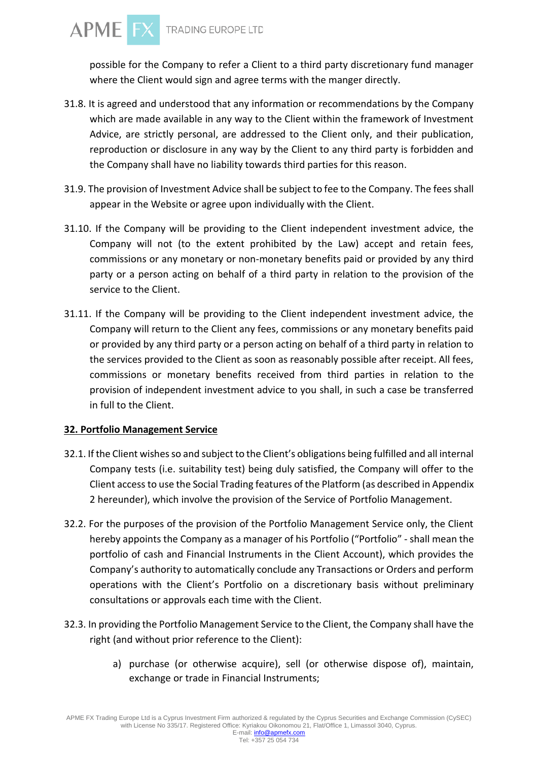possible for the Company to refer a Client to a third party discretionary fund manager where the Client would sign and agree terms with the manger directly.

31.8. It is agreed and understood that any information or recommendations by the Company which are made available in any way to the Client within the framework of Investment Advice, are strictly personal, are addressed to the Client only, and their publication, reproduction or disclosure in any way by the Client to any third party is forbidden and the Company shall have no liability towards third parties for this reason.

31.9. The provision of Investment Advice shall be subject to fee to the Company. The fees shall appear in the Website or agree upon individually with the Client.

31.10. If the Company will be providing to the Client independent investment advice, the Company will not (to the extent prohibited by the Law) accept and retain fees, commissions or any monetary or non-monetary benefits paid or provided by any third party or a person acting on behalf of a third party in relation to the provision of the service to the Client.

31.11. If the Company will be providing to the Client independent investment advice, the Company will return to the Client any fees, commissions or any monetary benefits paid or provided by any third party or a person acting on behalf of a third party in relation to the services provided to the Client as soon as reasonably possible after receipt. All fees, commissions or monetary benefits received from third parties in relation to the provision of independent investment advice to you shall, in such a case be transferred in full to the Client.

## 32. Portfolio Management Service

32.1. If the Client wishes so and subject to the Client's obligations being fulfilled and all internal Company tests (i.e. suitability test) being duly satisfied, the Company will offer to the Client access to use the Social Trading features of the Platform (as described in Appendix 2 hereunder), which involve the provision of the Service of Portfolio Management.

32.2. For the purposes of the provision of the Portfolio Management Service only, the Client hereby appoints the Company as a manager of his Portfolio ("Portfolio" - shall mean the portfolio of cash and Financial Instruments in the Client Account), which provides the Company's authority to automatically conclude any Transactions or Orders and perform operations with the Client's Portfolio on a discretionary basis without preliminary consultations or approvals each time with the Client.

32.3. In providing the Portfolio Management Service to the Client, the Company shall have the right (and without prior reference to the Client):

a) purchase (or otherwise acquire), sell (or otherwise dispose of), maintain, exchange or trade in Financial Instruments;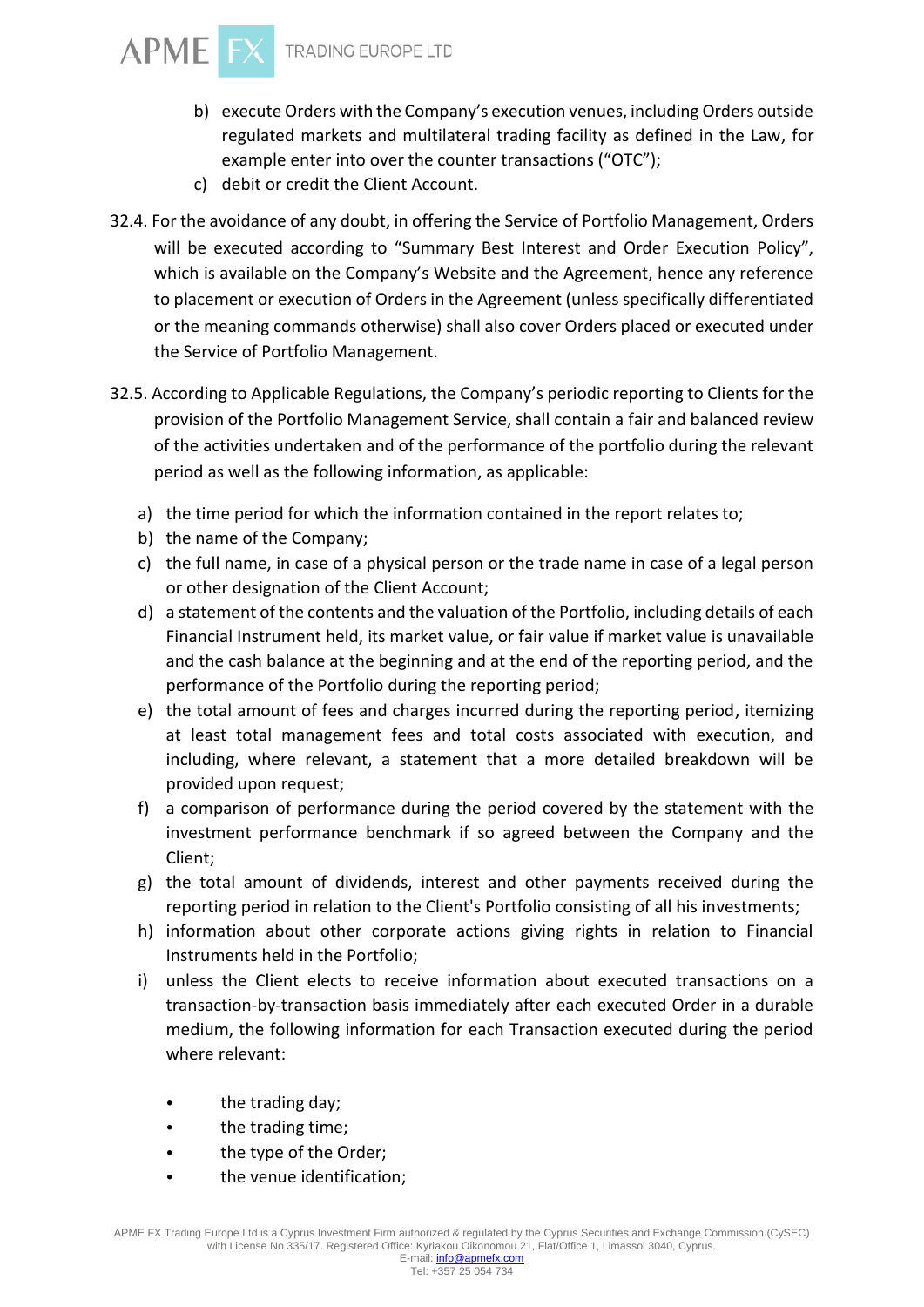b) execute Orders with the Company's execution venues, including Orders outside regulated markets and multilateral trading facility as defined in the Law, for example enter into over the counter transactions ("OTC");

c) debit or credit the Client Account.

32.4. For the avoidance of any doubt, in offering the Service of Portfolio Management, Orders will be executed according to "Summary Best Interest and Order Execution Policy", which is available on the Company's Website and the Agreement, hence any reference to placement or execution of Orders in the Agreement (unless specifically differentiated or the meaning commands otherwise) shall also cover Orders placed or executed under the Service of Portfolio Management.

32.5. According to Applicable Regulations, the Company's periodic reporting to Clients for the provision of the Portfolio Management Service, shall contain a fair and balanced review of the activities undertaken and of the performance of the portfolio during the relevant period as well as the following information, as applicable:

a) the time period for which the information contained in the report relates to;

b) the name of the Company;

c) the full name, in case of a physical person or the trade name in case of a legal person or other designation of the Client Account;

d) a statement of the contents and the valuation of the Portfolio, including details of each Financial Instrument held, its market value, or fair value if market value is unavailable and the cash balance at the beginning and at the end of the reporting period, and the performance of the Portfolio during the reporting period;

e) the total amount of fees and charges incurred during the reporting period, itemizing at least total management fees and total costs associated with execution, and including, where relevant, a statement that a more detailed breakdown will be provided upon request;

f) a comparison of performance during the period covered by the statement with the investment performance benchmark if so agreed between the Company and the Client;

g) the total amount of dividends, interest and other payments received during the reporting period in relation to the Client's Portfolio consisting of all his investments;

h) information about other corporate actions giving rights in relation to Financial Instruments held in the Portfolio;

i) unless the Client elects to receive information about executed transactions on a transaction-by-transaction basis immediately after each executed Order in a durable medium, the following information for each Transaction executed during the period where relevant:

- the trading day;
- the trading time;
- the type of the Order;
- the venue identification;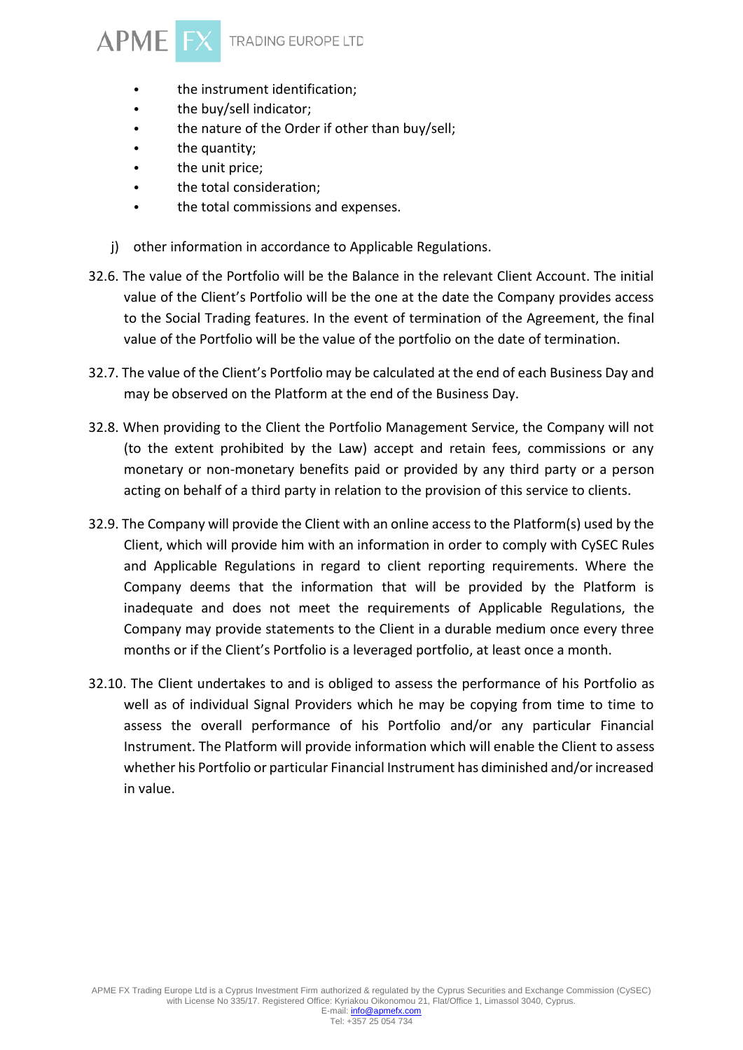- the instrument identification;
- the buy/sell indicator;
- the nature of the Order if other than buy/sell;
- the quantity;
- the unit price;
- the total consideration;
- the total commissions and expenses.

j) other information in accordance to Applicable Regulations.

32.6. The value of the Portfolio will be the Balance in the relevant Client Account. The initial value of the Client's Portfolio will be the one at the date the Company provides access to the Social Trading features. In the event of termination of the Agreement, the final value of the Portfolio will be the value of the portfolio on the date of termination.

32.7. The value of the Client's Portfolio may be calculated at the end of each Business Day and may be observed on the Platform at the end of the Business Day.

32.8. When providing to the Client the Portfolio Management Service, the Company will not (to the extent prohibited by the Law) accept and retain fees, commissions or any monetary or non-monetary benefits paid or provided by any third party or a person acting on behalf of a third party in relation to the provision of this service to clients.

32.9. The Company will provide the Client with an online access to the Platform(s) used by the Client, which will provide him with an information in order to comply with CySEC Rules and Applicable Regulations in regard to client reporting requirements. Where the Company deems that the information that will be provided by the Platform is inadequate and does not meet the requirements of Applicable Regulations, the Company may provide statements to the Client in a durable medium once every three months or if the Client's Portfolio is a leveraged portfolio, at least once a month.

32.10. The Client undertakes to and is obliged to assess the performance of his Portfolio as well as of individual Signal Providers which he may be copying from time to time to assess the overall performance of his Portfolio and/or any particular Financial Instrument. The Platform will provide information which will enable the Client to assess whether his Portfolio or particular Financial Instrument has diminished and/or increased in value.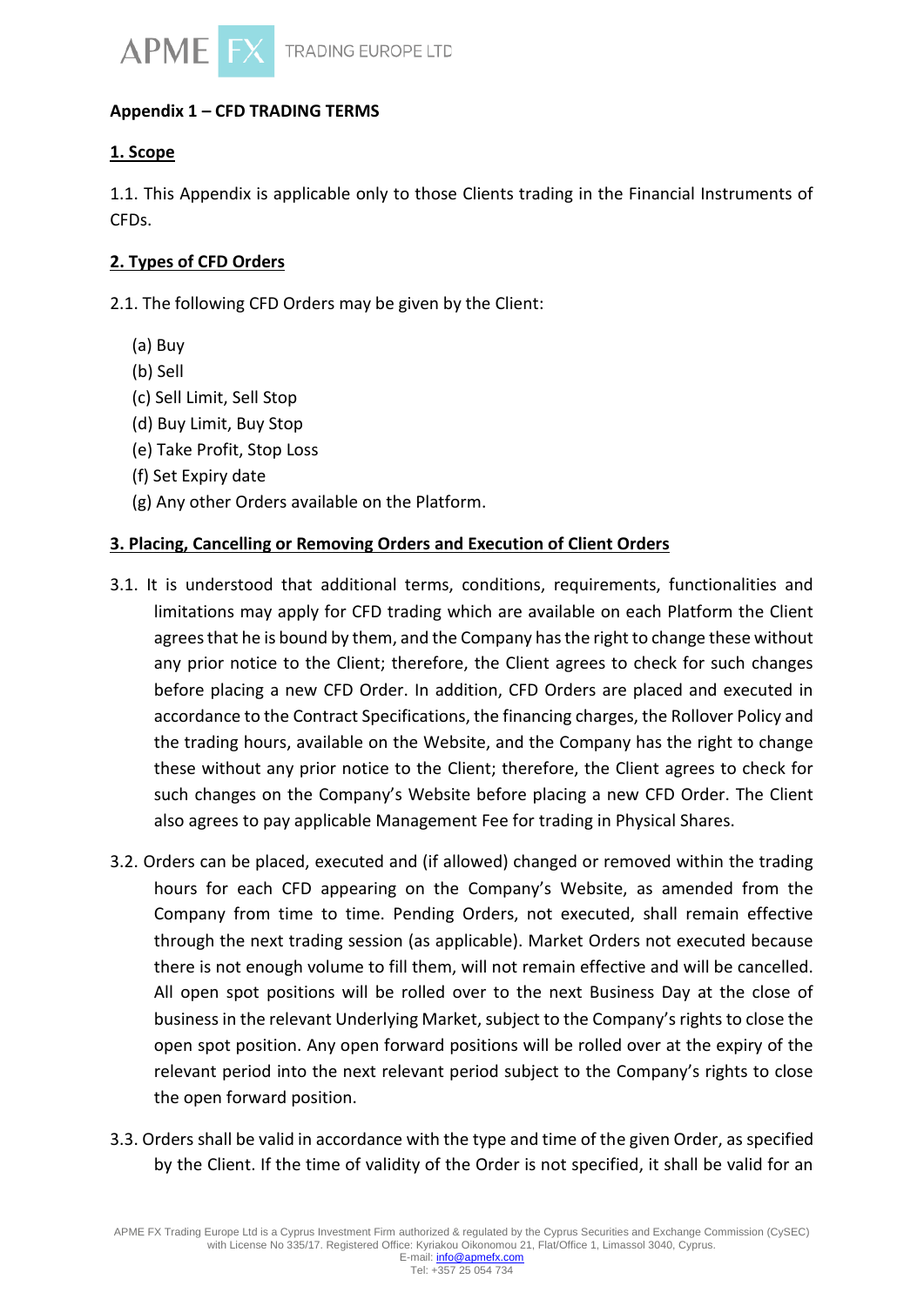## Appendix 1 – CFD TRADING TERMS

### 1. Scope

1.1. This Appendix is applicable only to those Clients trading in the Financial Instruments of CFDs.

### 2. Types of CFD Orders

2.1. The following CFD Orders may be given by the Client:

(a) Buy
(b) Sell
(c) Sell Limit, Sell Stop
(d) Buy Limit, Buy Stop
(e) Take Profit, Stop Loss
(f) Set Expiry date
(g) Any other Orders available on the Platform.

### 3. Placing, Cancelling or Removing Orders and Execution of Client Orders

3.1. It is understood that additional terms, conditions, requirements, functionalities and limitations may apply for CFD trading which are available on each Platform the Client agrees that he is bound by them, and the Company has the right to change these without any prior notice to the Client; therefore, the Client agrees to check for such changes before placing a new CFD Order. In addition, CFD Orders are placed and executed in accordance to the Contract Specifications, the financing charges, the Rollover Policy and the trading hours, available on the Website, and the Company has the right to change these without any prior notice to the Client; therefore, the Client agrees to check for such changes on the Company's Website before placing a new CFD Order. The Client also agrees to pay applicable Management Fee for trading in Physical Shares.

3.2. Orders can be placed, executed and (if allowed) changed or removed within the trading hours for each CFD appearing on the Company's Website, as amended from the Company from time to time. Pending Orders, not executed, shall remain effective through the next trading session (as applicable). Market Orders not executed because there is not enough volume to fill them, will not remain effective and will be cancelled. All open spot positions will be rolled over to the next Business Day at the close of business in the relevant Underlying Market, subject to the Company's rights to close the open spot position. Any open forward positions will be rolled over at the expiry of the relevant period into the next relevant period subject to the Company's rights to close the open forward position.

3.3. Orders shall be valid in accordance with the type and time of the given Order, as specified by the Client. If the time of validity of the Order is not specified, it shall be valid for an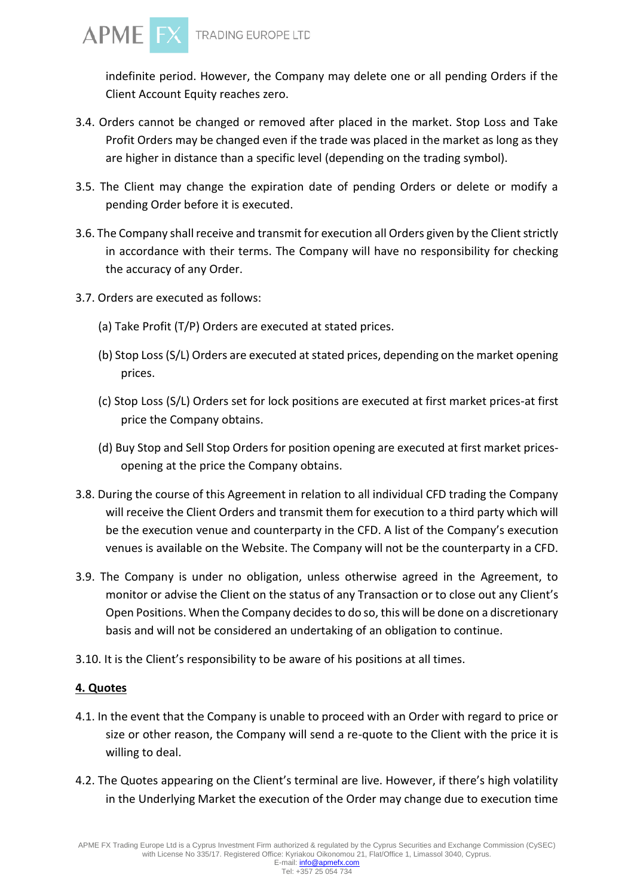indefinite period. However, the Company may delete one or all pending Orders if the Client Account Equity reaches zero.

3.4. Orders cannot be changed or removed after placed in the market. Stop Loss and Take Profit Orders may be changed even if the trade was placed in the market as long as they are higher in distance than a specific level (depending on the trading symbol).

3.5. The Client may change the expiration date of pending Orders or delete or modify a pending Order before it is executed.

3.6. The Company shall receive and transmit for execution all Orders given by the Client strictly in accordance with their terms. The Company will have no responsibility for checking the accuracy of any Order.

3.7. Orders are executed as follows:

(a) Take Profit (T/P) Orders are executed at stated prices.

(b) Stop Loss (S/L) Orders are executed at stated prices, depending on the market opening prices.

(c) Stop Loss (S/L) Orders set for lock positions are executed at first market prices-at first price the Company obtains.

(d) Buy Stop and Sell Stop Orders for position opening are executed at first market prices-opening at the price the Company obtains.

3.8. During the course of this Agreement in relation to all individual CFD trading the Company will receive the Client Orders and transmit them for execution to a third party which will be the execution venue and counterparty in the CFD. A list of the Company's execution venues is available on the Website. The Company will not be the counterparty in a CFD.

3.9. The Company is under no obligation, unless otherwise agreed in the Agreement, to monitor or advise the Client on the status of any Transaction or to close out any Client's Open Positions. When the Company decides to do so, this will be done on a discretionary basis and will not be considered an undertaking of an obligation to continue.

3.10. It is the Client's responsibility to be aware of his positions at all times.

**4. Quotes**

4.1. In the event that the Company is unable to proceed with an Order with regard to price or size or other reason, the Company will send a re-quote to the Client with the price it is willing to deal.

4.2. The Quotes appearing on the Client's terminal are live. However, if there's high volatility in the Underlying Market the execution of the Order may change due to execution time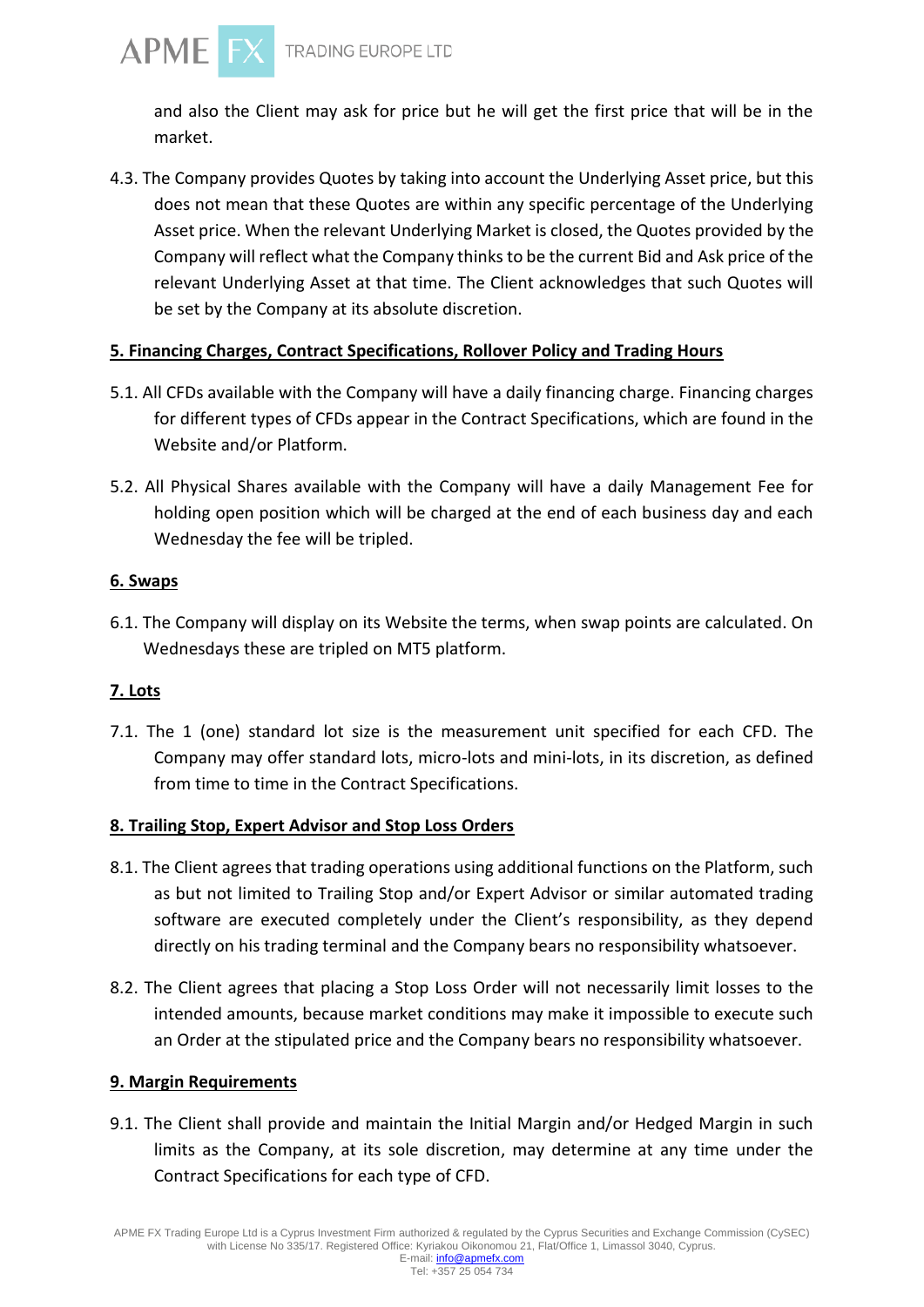and also the Client may ask for price but he will get the first price that will be in the market.

4.3. The Company provides Quotes by taking into account the Underlying Asset price, but this does not mean that these Quotes are within any specific percentage of the Underlying Asset price. When the relevant Underlying Market is closed, the Quotes provided by the Company will reflect what the Company thinks to be the current Bid and Ask price of the relevant Underlying Asset at that time. The Client acknowledges that such Quotes will be set by the Company at its absolute discretion.

**5. Financing Charges, Contract Specifications, Rollover Policy and Trading Hours**

5.1. All CFDs available with the Company will have a daily financing charge. Financing charges for different types of CFDs appear in the Contract Specifications, which are found in the Website and/or Platform.

5.2. All Physical Shares available with the Company will have a daily Management Fee for holding open position which will be charged at the end of each business day and each Wednesday the fee will be tripled.

**6. Swaps**

6.1. The Company will display on its Website the terms, when swap points are calculated. On Wednesdays these are tripled on MT5 platform.

**7. Lots**

7.1. The 1 (one) standard lot size is the measurement unit specified for each CFD. The Company may offer standard lots, micro-lots and mini-lots, in its discretion, as defined from time to time in the Contract Specifications.

**8. Trailing Stop, Expert Advisor and Stop Loss Orders**

8.1. The Client agrees that trading operations using additional functions on the Platform, such as but not limited to Trailing Stop and/or Expert Advisor or similar automated trading software are executed completely under the Client's responsibility, as they depend directly on his trading terminal and the Company bears no responsibility whatsoever.

8.2. The Client agrees that placing a Stop Loss Order will not necessarily limit losses to the intended amounts, because market conditions may make it impossible to execute such an Order at the stipulated price and the Company bears no responsibility whatsoever.

**9. Margin Requirements**

9.1. The Client shall provide and maintain the Initial Margin and/or Hedged Margin in such limits as the Company, at its sole discretion, may determine at any time under the Contract Specifications for each type of CFD.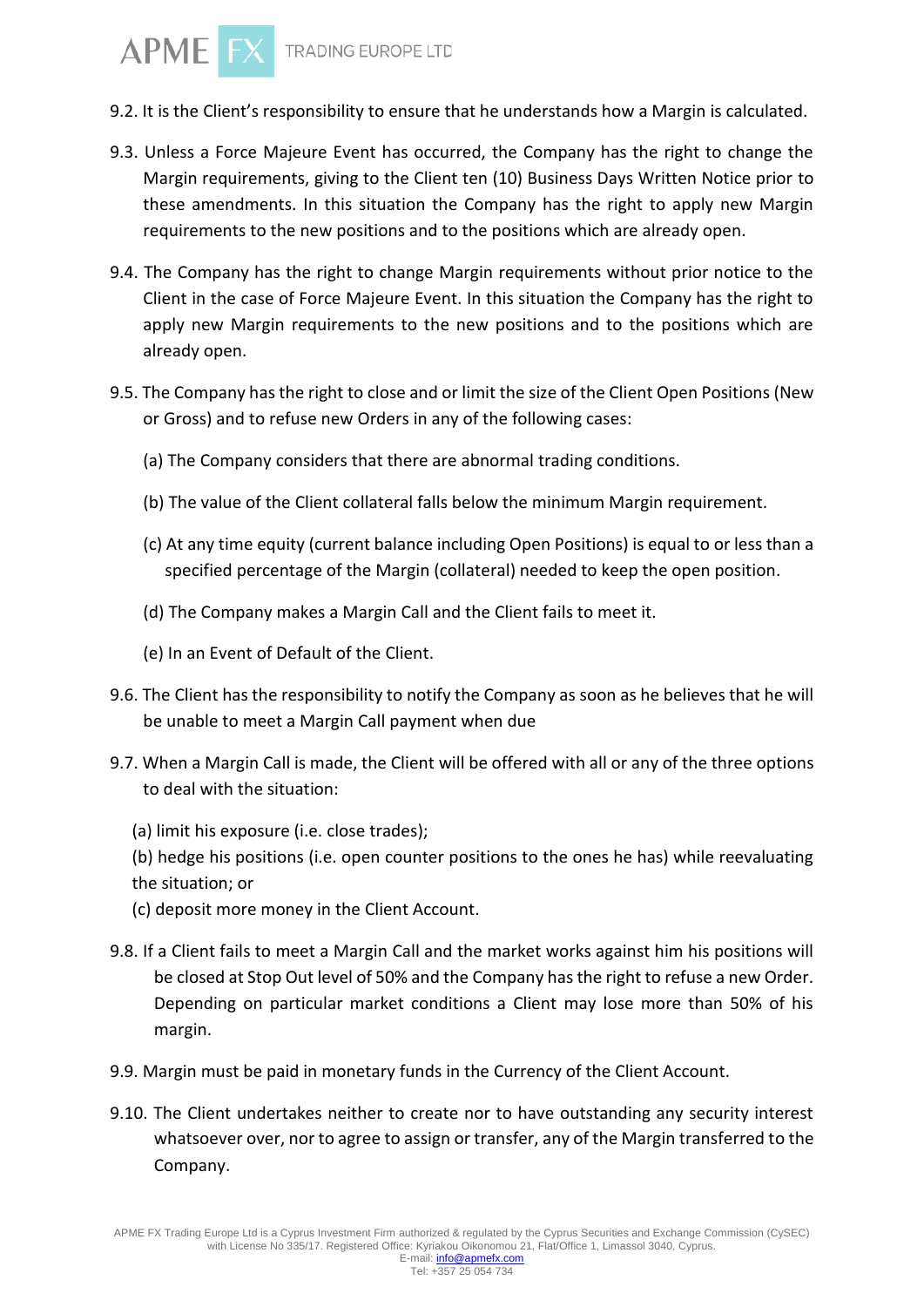9.2. It is the Client's responsibility to ensure that he understands how a Margin is calculated.

9.3. Unless a Force Majeure Event has occurred, the Company has the right to change the Margin requirements, giving to the Client ten (10) Business Days Written Notice prior to these amendments. In this situation the Company has the right to apply new Margin requirements to the new positions and to the positions which are already open.

9.4. The Company has the right to change Margin requirements without prior notice to the Client in the case of Force Majeure Event. In this situation the Company has the right to apply new Margin requirements to the new positions and to the positions which are already open.

9.5. The Company has the right to close and or limit the size of the Client Open Positions (New or Gross) and to refuse new Orders in any of the following cases:

(a) The Company considers that there are abnormal trading conditions.

(b) The value of the Client collateral falls below the minimum Margin requirement.

(c) At any time equity (current balance including Open Positions) is equal to or less than a specified percentage of the Margin (collateral) needed to keep the open position.

(d) The Company makes a Margin Call and the Client fails to meet it.

(e) In an Event of Default of the Client.

9.6. The Client has the responsibility to notify the Company as soon as he believes that he will be unable to meet a Margin Call payment when due

9.7. When a Margin Call is made, the Client will be offered with all or any of the three options to deal with the situation:

(a) limit his exposure (i.e. close trades);
(b) hedge his positions (i.e. open counter positions to the ones he has) while reevaluating the situation; or
(c) deposit more money in the Client Account.

9.8. If a Client fails to meet a Margin Call and the market works against him his positions will be closed at Stop Out level of 50% and the Company has the right to refuse a new Order. Depending on particular market conditions a Client may lose more than 50% of his margin.

9.9. Margin must be paid in monetary funds in the Currency of the Client Account.

9.10. The Client undertakes neither to create nor to have outstanding any security interest whatsoever over, nor to agree to assign or transfer, any of the Margin transferred to the Company.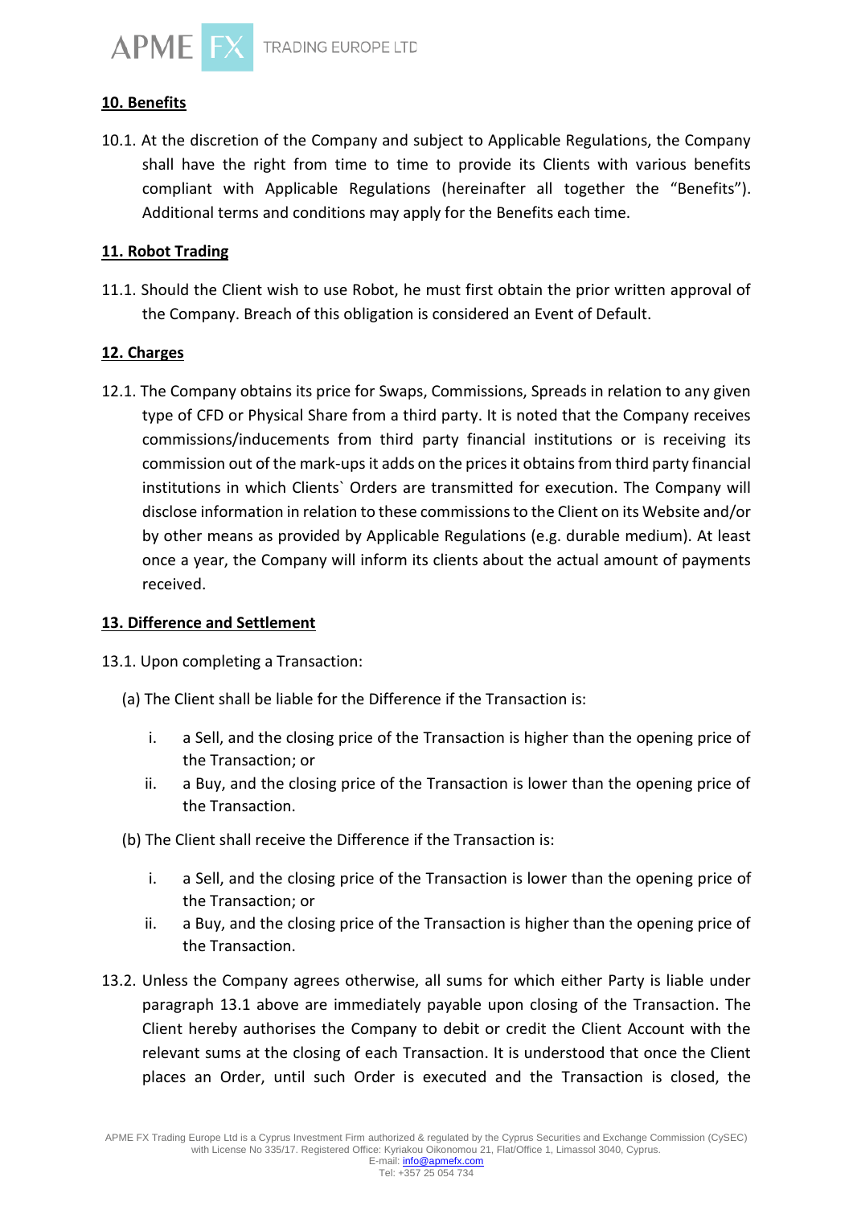## 10. Benefits

10.1. At the discretion of the Company and subject to Applicable Regulations, the Company shall have the right from time to time to provide its Clients with various benefits compliant with Applicable Regulations (hereinafter all together the "Benefits"). Additional terms and conditions may apply for the Benefits each time.

## 11. Robot Trading

11.1. Should the Client wish to use Robot, he must first obtain the prior written approval of the Company. Breach of this obligation is considered an Event of Default.

## 12. Charges

12.1. The Company obtains its price for Swaps, Commissions, Spreads in relation to any given type of CFD or Physical Share from a third party. It is noted that the Company receives commissions/inducements from third party financial institutions or is receiving its commission out of the mark-ups it adds on the prices it obtains from third party financial institutions in which Clients` Orders are transmitted for execution. The Company will disclose information in relation to these commissions to the Client on its Website and/or by other means as provided by Applicable Regulations (e.g. durable medium). At least once a year, the Company will inform its clients about the actual amount of payments received.

## 13. Difference and Settlement

13.1. Upon completing a Transaction:

(a) The Client shall be liable for the Difference if the Transaction is:

i. a Sell, and the closing price of the Transaction is higher than the opening price of the Transaction; or
ii. a Buy, and the closing price of the Transaction is lower than the opening price of the Transaction.

(b) The Client shall receive the Difference if the Transaction is:

i. a Sell, and the closing price of the Transaction is lower than the opening price of the Transaction; or
ii. a Buy, and the closing price of the Transaction is higher than the opening price of the Transaction.

13.2. Unless the Company agrees otherwise, all sums for which either Party is liable under paragraph 13.1 above are immediately payable upon closing of the Transaction. The Client hereby authorises the Company to debit or credit the Client Account with the relevant sums at the closing of each Transaction. It is understood that once the Client places an Order, until such Order is executed and the Transaction is closed, the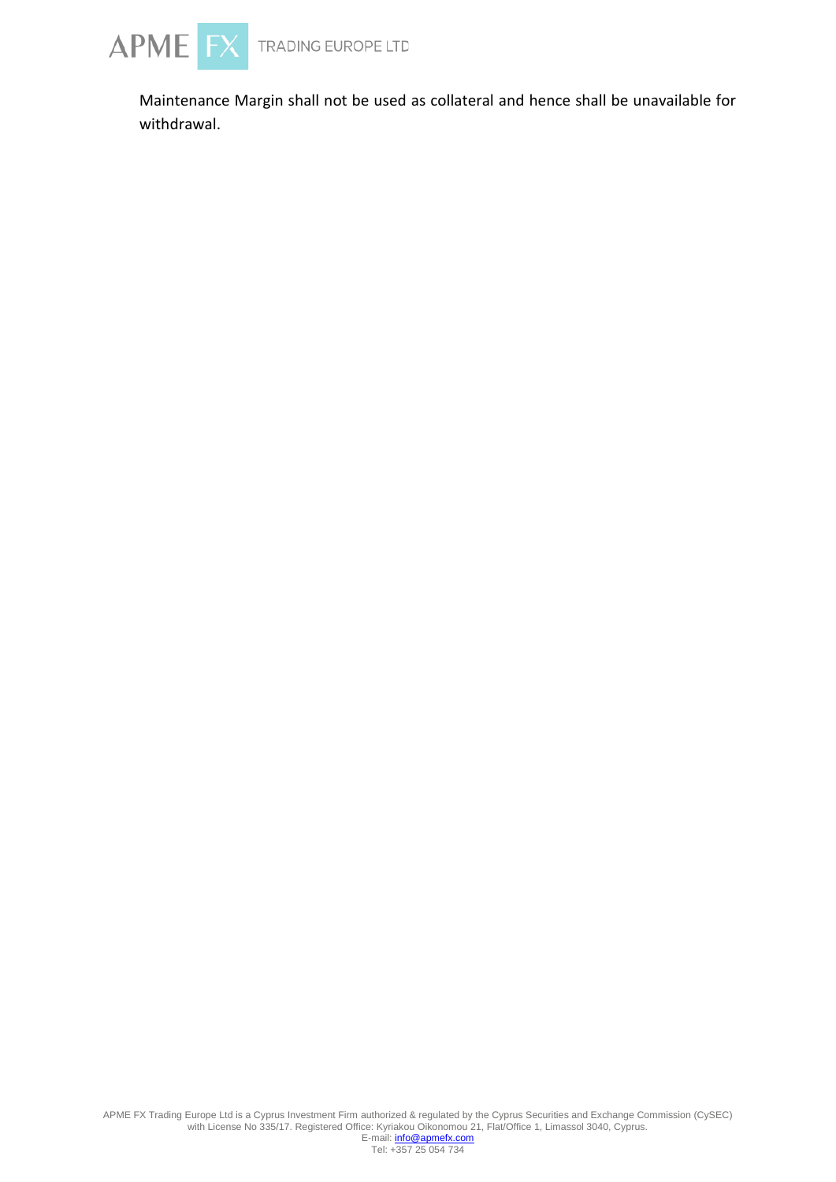Maintenance Margin shall not be used as collateral and hence shall be unavailable for withdrawal.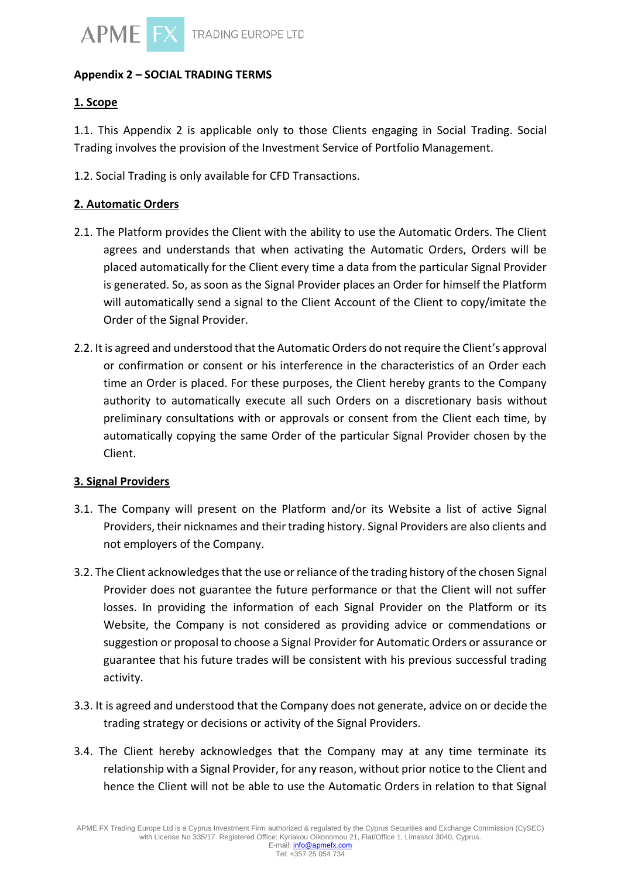**Appendix 2 – SOCIAL TRADING TERMS**

**1. Scope**

1.1. This Appendix 2 is applicable only to those Clients engaging in Social Trading. Social Trading involves the provision of the Investment Service of Portfolio Management.

1.2. Social Trading is only available for CFD Transactions.

**2. Automatic Orders**

2.1. The Platform provides the Client with the ability to use the Automatic Orders. The Client agrees and understands that when activating the Automatic Orders, Orders will be placed automatically for the Client every time a data from the particular Signal Provider is generated. So, as soon as the Signal Provider places an Order for himself the Platform will automatically send a signal to the Client Account of the Client to copy/imitate the Order of the Signal Provider.

2.2. It is agreed and understood that the Automatic Orders do not require the Client's approval or confirmation or consent or his interference in the characteristics of an Order each time an Order is placed. For these purposes, the Client hereby grants to the Company authority to automatically execute all such Orders on a discretionary basis without preliminary consultations with or approvals or consent from the Client each time, by automatically copying the same Order of the particular Signal Provider chosen by the Client.

**3. Signal Providers**

3.1. The Company will present on the Platform and/or its Website a list of active Signal Providers, their nicknames and their trading history. Signal Providers are also clients and not employers of the Company.

3.2. The Client acknowledges that the use or reliance of the trading history of the chosen Signal Provider does not guarantee the future performance or that the Client will not suffer losses. In providing the information of each Signal Provider on the Platform or its Website, the Company is not considered as providing advice or commendations or suggestion or proposal to choose a Signal Provider for Automatic Orders or assurance or guarantee that his future trades will be consistent with his previous successful trading activity.

3.3. It is agreed and understood that the Company does not generate, advice on or decide the trading strategy or decisions or activity of the Signal Providers.

3.4. The Client hereby acknowledges that the Company may at any time terminate its relationship with a Signal Provider, for any reason, without prior notice to the Client and hence the Client will not be able to use the Automatic Orders in relation to that Signal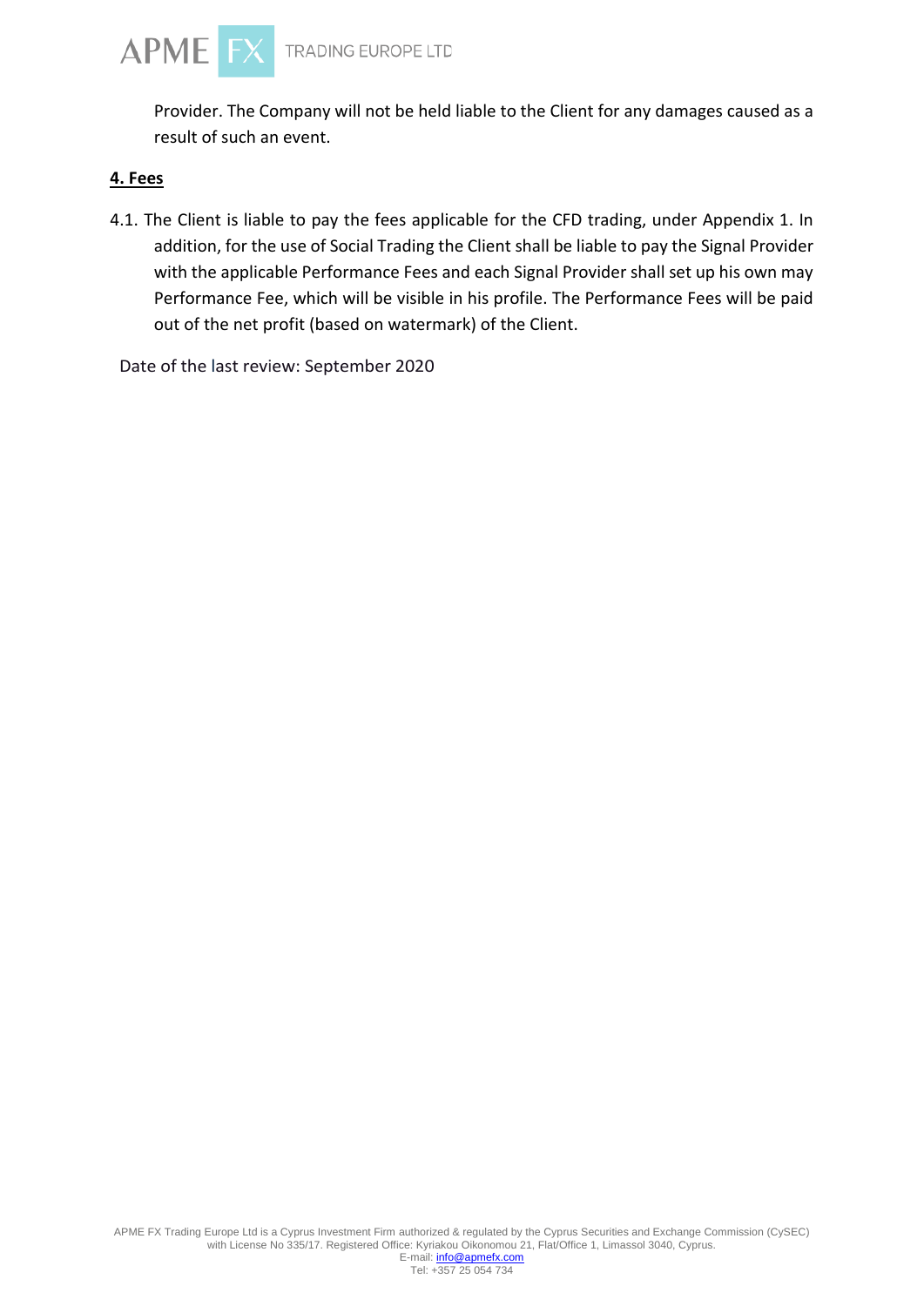Provider. The Company will not be held liable to the Client for any damages caused as a result of such an event.

## 4. Fees

4.1. The Client is liable to pay the fees applicable for the CFD trading, under Appendix 1. In addition, for the use of Social Trading the Client shall be liable to pay the Signal Provider with the applicable Performance Fees and each Signal Provider shall set up his own may Performance Fee, which will be visible in his profile. The Performance Fees will be paid out of the net profit (based on watermark) of the Client.

Date of the last review: September 2020